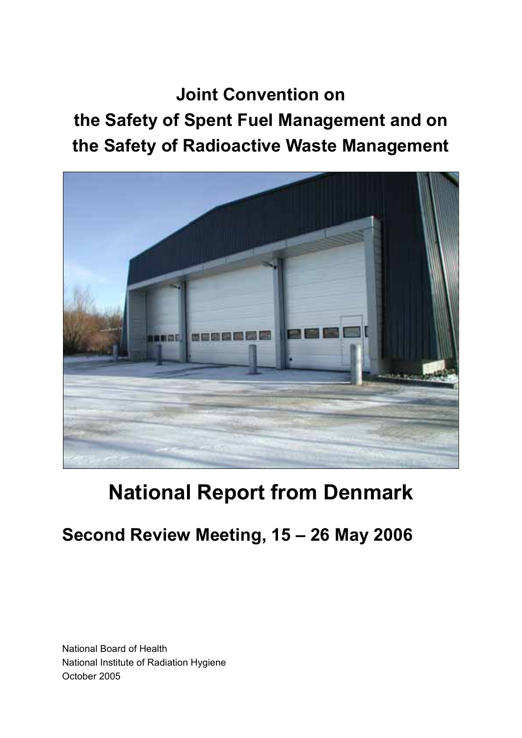# Joint Convention on the Safety of Spent Fuel Management and on the Safety of Radioactive Waste Management

# National Report from Denmark

## Second Review Meeting, 15 – 26 May 2006

National Board of Health
National Institute of Radiation Hygiene
October 2005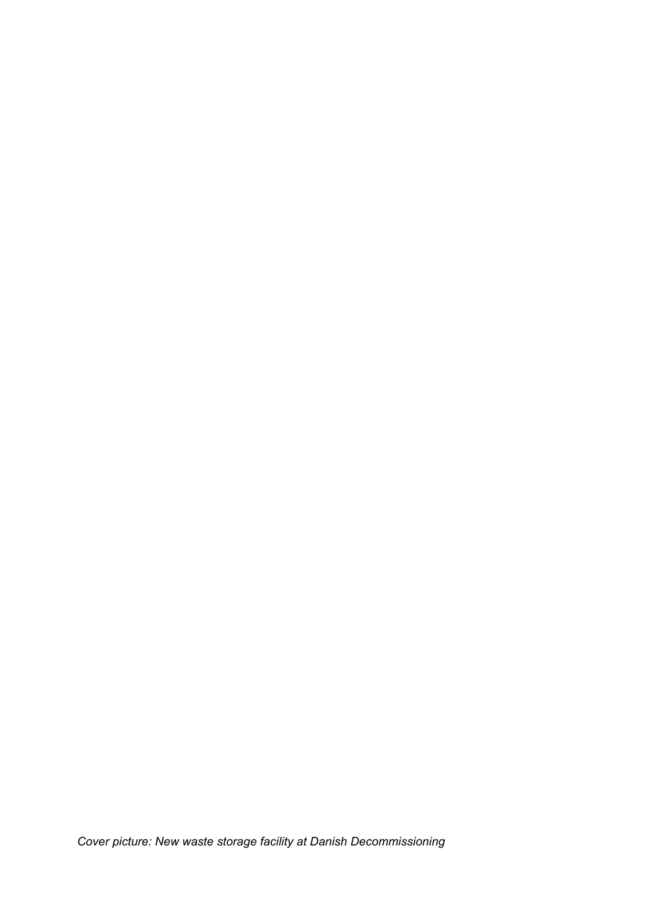*Cover picture: New waste storage facility at Danish Decommissioning*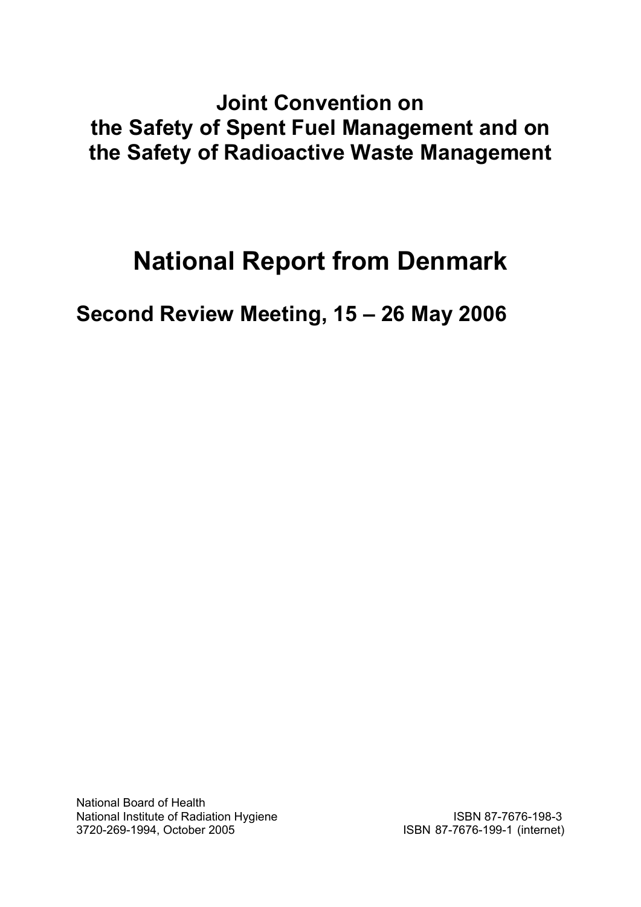# Joint Convention on the Safety of Spent Fuel Management and on the Safety of Radioactive Waste Management

# National Report from Denmark

## Second Review Meeting, 15 – 26 May 2006

National Board of Health
National Institute of Radiation Hygiene
3720-269-1994, October 2005

ISBN 87-7676-198-3
ISBN 87-7676-199-1 (internet)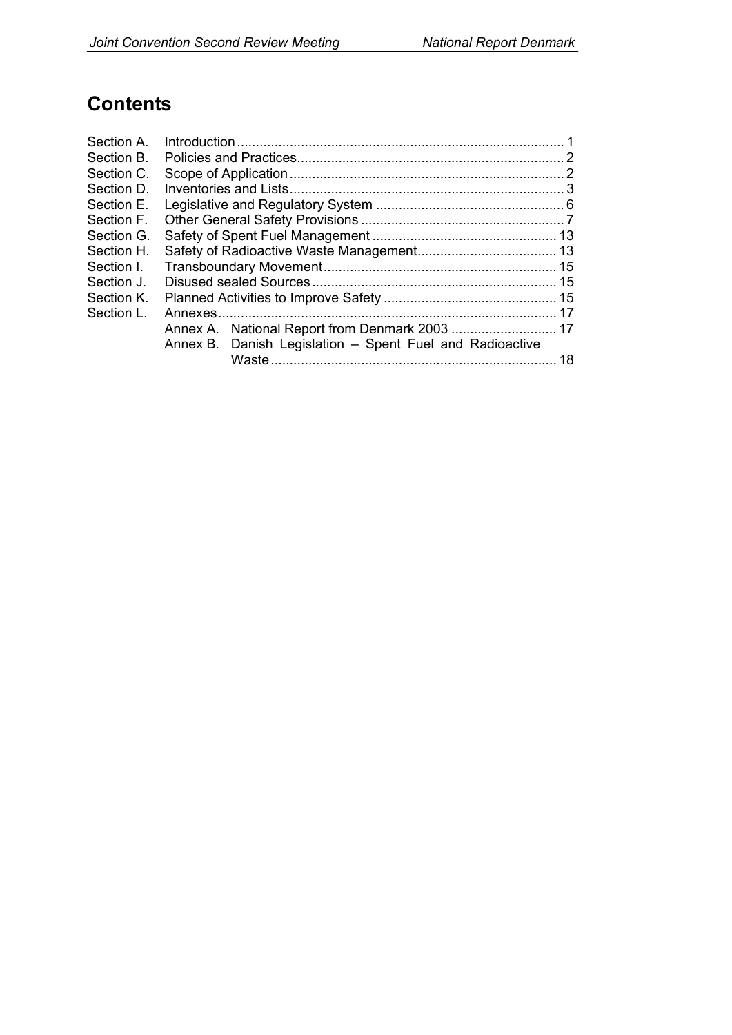# Contents

| | | |
|---|---|---|
| Section A. | Introduction | 1 |
| Section B. | Policies and Practices | 2 |
| Section C. | Scope of Application | 2 |
| Section D. | Inventories and Lists | 3 |
| Section E. | Legislative and Regulatory System | 6 |
| Section F. | Other General Safety Provisions | 7 |
| Section G. | Safety of Spent Fuel Management | 13 |
| Section H. | Safety of Radioactive Waste Management | 13 |
| Section I. | Transboundary Movement | 15 |
| Section J. | Disused sealed Sources | 15 |
| Section K. | Planned Activities to Improve Safety | 15 |
| Section L. | Annexes | 17 |
| | Annex A. National Report from Denmark 2003 | 17 |
| | Annex B. Danish Legislation – Spent Fuel and Radioactive Waste | 18 |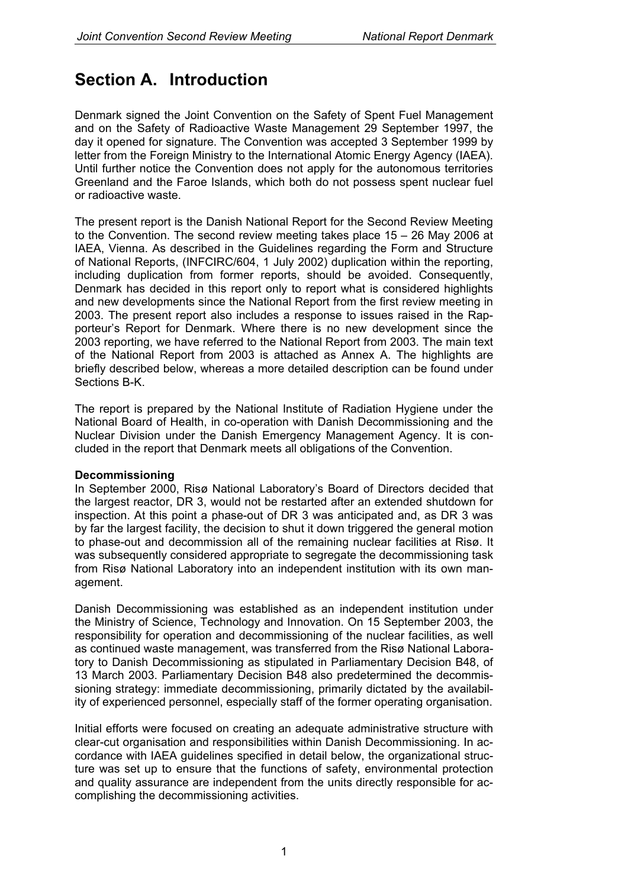# Section A. Introduction

Denmark signed the Joint Convention on the Safety of Spent Fuel Management and on the Safety of Radioactive Waste Management 29 September 1997, the day it opened for signature. The Convention was accepted 3 September 1999 by letter from the Foreign Ministry to the International Atomic Energy Agency (IAEA). Until further notice the Convention does not apply for the autonomous territories Greenland and the Faroe Islands, which both do not possess spent nuclear fuel or radioactive waste.

The present report is the Danish National Report for the Second Review Meeting to the Convention. The second review meeting takes place 15 – 26 May 2006 at IAEA, Vienna. As described in the Guidelines regarding the Form and Structure of National Reports, (INFCIRC/604, 1 July 2002) duplication within the reporting, including duplication from former reports, should be avoided. Consequently, Denmark has decided in this report only to report what is considered highlights and new developments since the National Report from the first review meeting in 2003. The present report also includes a response to issues raised in the Rapporteur's Report for Denmark. Where there is no new development since the 2003 reporting, we have referred to the National Report from 2003. The main text of the National Report from 2003 is attached as Annex A. The highlights are briefly described below, whereas a more detailed description can be found under Sections B-K.

The report is prepared by the National Institute of Radiation Hygiene under the National Board of Health, in co-operation with Danish Decommissioning and the Nuclear Division under the Danish Emergency Management Agency. It is concluded in the report that Denmark meets all obligations of the Convention.

**Decommissioning**

In September 2000, Risø National Laboratory's Board of Directors decided that the largest reactor, DR 3, would not be restarted after an extended shutdown for inspection. At this point a phase-out of DR 3 was anticipated and, as DR 3 was by far the largest facility, the decision to shut it down triggered the general motion to phase-out and decommission all of the remaining nuclear facilities at Risø. It was subsequently considered appropriate to segregate the decommissioning task from Risø National Laboratory into an independent institution with its own management.

Danish Decommissioning was established as an independent institution under the Ministry of Science, Technology and Innovation. On 15 September 2003, the responsibility for operation and decommissioning of the nuclear facilities, as well as continued waste management, was transferred from the Risø National Laboratory to Danish Decommissioning as stipulated in Parliamentary Decision B48, of 13 March 2003. Parliamentary Decision B48 also predetermined the decommissioning strategy: immediate decommissioning, primarily dictated by the availability of experienced personnel, especially staff of the former operating organisation.

Initial efforts were focused on creating an adequate administrative structure with clear-cut organisation and responsibilities within Danish Decommissioning. In accordance with IAEA guidelines specified in detail below, the organizational structure was set up to ensure that the functions of safety, environmental protection and quality assurance are independent from the units directly responsible for accomplishing the decommissioning activities.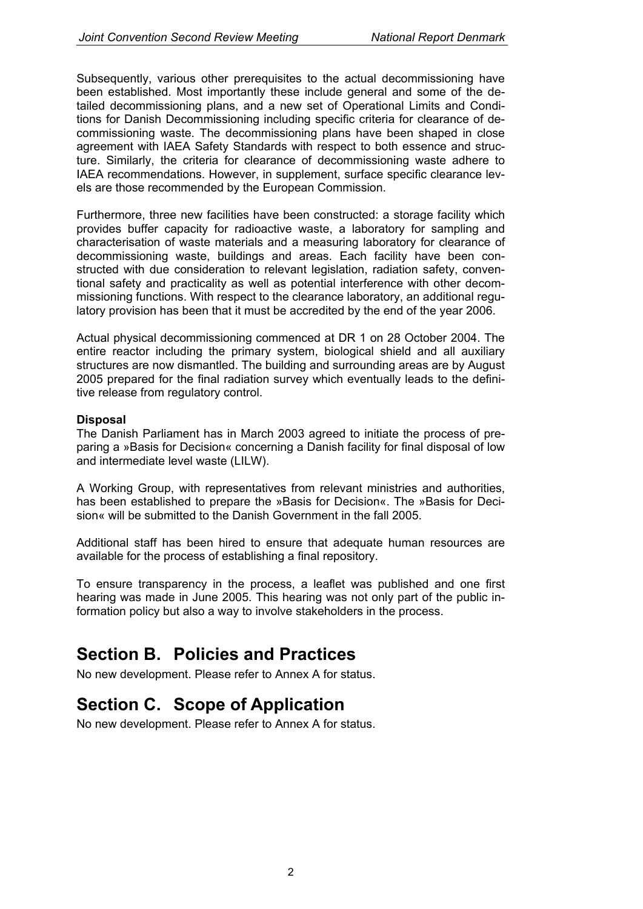Subsequently, various other prerequisites to the actual decommissioning have been established. Most importantly these include general and some of the detailed decommissioning plans, and a new set of Operational Limits and Conditions for Danish Decommissioning including specific criteria for clearance of decommissioning waste. The decommissioning plans have been shaped in close agreement with IAEA Safety Standards with respect to both essence and structure. Similarly, the criteria for clearance of decommissioning waste adhere to IAEA recommendations. However, in supplement, surface specific clearance levels are those recommended by the European Commission.

Furthermore, three new facilities have been constructed: a storage facility which provides buffer capacity for radioactive waste, a laboratory for sampling and characterisation of waste materials and a measuring laboratory for clearance of decommissioning waste, buildings and areas. Each facility have been constructed with due consideration to relevant legislation, radiation safety, conventional safety and practicality as well as potential interference with other decommissioning functions. With respect to the clearance laboratory, an additional regulatory provision has been that it must be accredited by the end of the year 2006.

Actual physical decommissioning commenced at DR 1 on 28 October 2004. The entire reactor including the primary system, biological shield and all auxiliary structures are now dismantled. The building and surrounding areas are by August 2005 prepared for the final radiation survey which eventually leads to the definitive release from regulatory control.

**Disposal**

The Danish Parliament has in March 2003 agreed to initiate the process of preparing a »Basis for Decision« concerning a Danish facility for final disposal of low and intermediate level waste (LILW).

A Working Group, with representatives from relevant ministries and authorities, has been established to prepare the »Basis for Decision«. The »Basis for Decision« will be submitted to the Danish Government in the fall 2005.

Additional staff has been hired to ensure that adequate human resources are available for the process of establishing a final repository.

To ensure transparency in the process, a leaflet was published and one first hearing was made in June 2005. This hearing was not only part of the public information policy but also a way to involve stakeholders in the process.

# Section B. Policies and Practices

No new development. Please refer to Annex A for status.

# Section C. Scope of Application

No new development. Please refer to Annex A for status.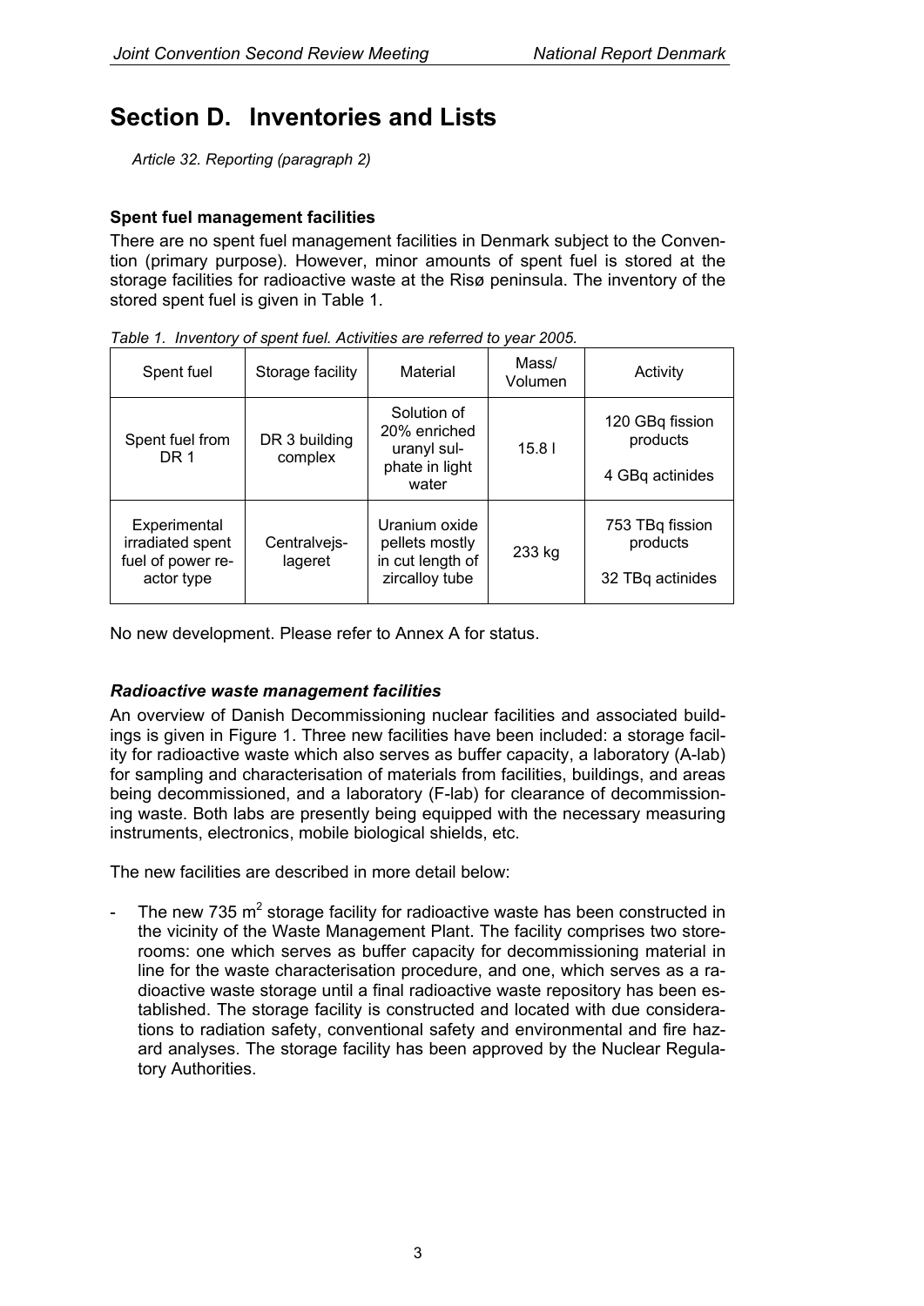# Section D. Inventories and Lists

*Article 32. Reporting (paragraph 2)*

**Spent fuel management facilities**

There are no spent fuel management facilities in Denmark subject to the Convention (primary purpose). However, minor amounts of spent fuel is stored at the storage facilities for radioactive waste at the Risø peninsula. The inventory of the stored spent fuel is given in Table 1.

*Table 1. Inventory of spent fuel. Activities are referred to year 2005.*

| Spent fuel | Storage facility | Material | Mass/ Volumen | Activity |
|---|---|---|---|---|
| Spent fuel from DR 1 | DR 3 building complex | Solution of 20% enriched uranyl sulphate in light water | 15.8 l | 120 GBq fission products<br>4 GBq actinides |
| Experimental irradiated spent fuel of power reactor type | Centralvejslageret | Uranium oxide pellets mostly in cut length of zircalloy tube | 233 kg | 753 TBq fission products<br>32 TBq actinides |

No new development. Please refer to Annex A for status.

***Radioactive waste management facilities***

An overview of Danish Decommissioning nuclear facilities and associated buildings is given in Figure 1. Three new facilities have been included: a storage facility for radioactive waste which also serves as buffer capacity, a laboratory (A-lab) for sampling and characterisation of materials from facilities, buildings, and areas being decommissioned, and a laboratory (F-lab) for clearance of decommissioning waste. Both labs are presently being equipped with the necessary measuring instruments, electronics, mobile biological shields, etc.

The new facilities are described in more detail below:

- The new 735 $m^2$ storage facility for radioactive waste has been constructed in the vicinity of the Waste Management Plant. The facility comprises two storerooms: one which serves as buffer capacity for decommissioning material in line for the waste characterisation procedure, and one, which serves as a radioactive waste storage until a final radioactive waste repository has been established. The storage facility is constructed and located with due considerations to radiation safety, conventional safety and environmental and fire hazard analyses. The storage facility has been approved by the Nuclear Regulatory Authorities.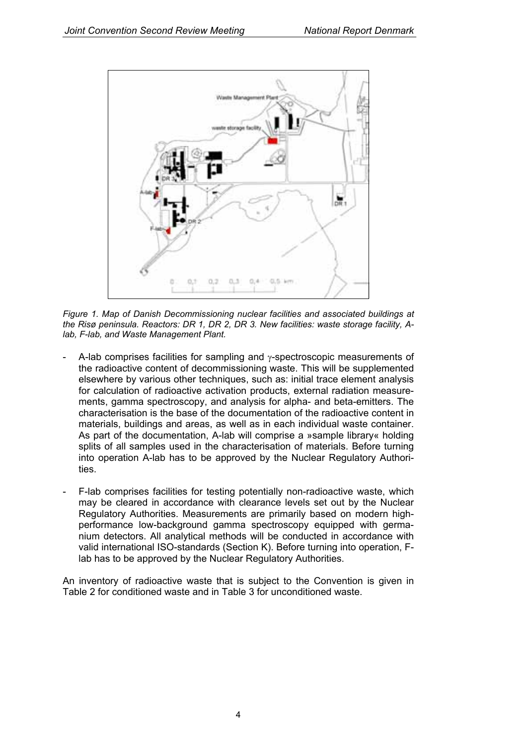*Figure 1. Map of Danish Decommissioning nuclear facilities and associated buildings at the Risø peninsula. Reactors: DR 1, DR 2, DR 3. New facilities: waste storage facility, A-lab, F-lab, and Waste Management Plant.*

- A-lab comprises facilities for sampling and $\gamma$-spectroscopic measurements of the radioactive content of decommissioning waste. This will be supplemented elsewhere by various other techniques, such as: initial trace element analysis for calculation of radioactive activation products, external radiation measurements, gamma spectroscopy, and analysis for alpha- and beta-emitters. The characterisation is the base of the documentation of the radioactive content in materials, buildings and areas, as well as in each individual waste container. As part of the documentation, A-lab will comprise a »sample library« holding splits of all samples used in the characterisation of materials. Before turning into operation A-lab has to be approved by the Nuclear Regulatory Authorities.

- F-lab comprises facilities for testing potentially non-radioactive waste, which may be cleared in accordance with clearance levels set out by the Nuclear Regulatory Authorities. Measurements are primarily based on modern high-performance low-background gamma spectroscopy equipped with germanium detectors. All analytical methods will be conducted in accordance with valid international ISO-standards (Section K). Before turning into operation, F-lab has to be approved by the Nuclear Regulatory Authorities.

An inventory of radioactive waste that is subject to the Convention is given in Table 2 for conditioned waste and in Table 3 for unconditioned waste.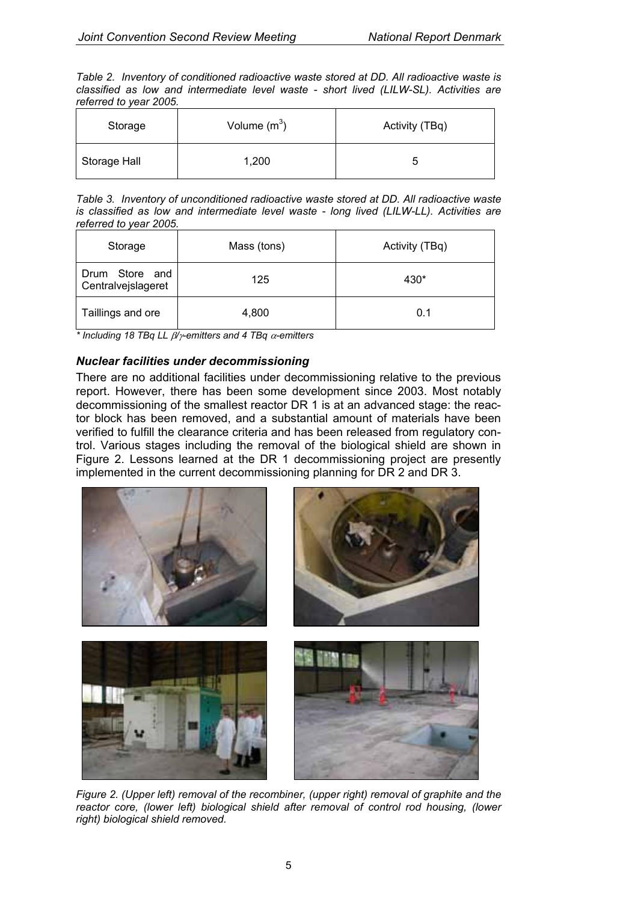*Table 2. Inventory of conditioned radioactive waste stored at DD. All radioactive waste is classified as low and intermediate level waste - short lived (LILW-SL). Activities are referred to year 2005.*

| Storage | Volume ($m^3$) | Activity (TBq) |
|---|---|---|
| Storage Hall | 1,200 | 5 |

*Table 3. Inventory of unconditioned radioactive waste stored at DD. All radioactive waste is classified as low and intermediate level waste - long lived (LILW-LL). Activities are referred to year 2005.*

| Storage | Mass (tons) | Activity (TBq) |
|---|---|---|
| Drum Store and Centralvejslageret | 125 | 430* |
| Taillings and ore | 4,800 | 0.1 |

*\* Including 18 TBq LL $\beta/\gamma$-emitters and 4 TBq $\alpha$-emitters*

### *Nuclear facilities under decommissioning*

There are no additional facilities under decommissioning relative to the previous report. However, there has been some development since 2003. Most notably decommissioning of the smallest reactor DR 1 is at an advanced stage: the reactor block has been removed, and a substantial amount of materials have been verified to fulfill the clearance criteria and has been released from regulatory control. Various stages including the removal of the biological shield are shown in Figure 2. Lessons learned at the DR 1 decommissioning project are presently implemented in the current decommissioning planning for DR 2 and DR 3.

*Figure 2. (Upper left) removal of the recombiner, (upper right) removal of graphite and the reactor core, (lower left) biological shield after removal of control rod housing, (lower right) biological shield removed.*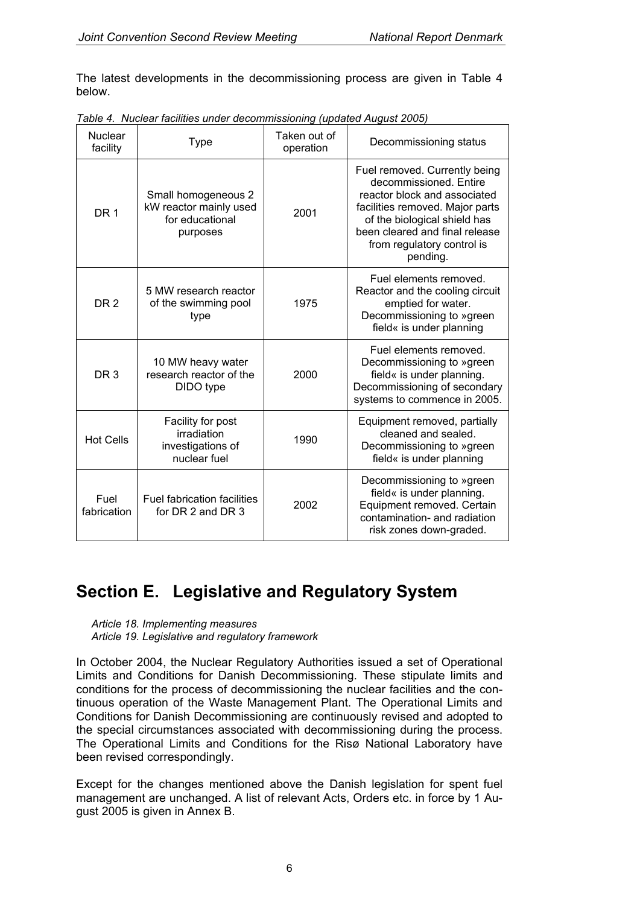The latest developments in the decommissioning process are given in Table 4 below.

*Table 4. Nuclear facilities under decommissioning (updated August 2005)*

| Nuclear facility | Type | Taken out of operation | Decommissioning status |
|---|---|---|---|
| DR 1 | Small homogeneous 2 kW reactor mainly used for educational purposes | 2001 | Fuel removed. Currently being decommissioned. Entire reactor block and associated facilities removed. Major parts of the biological shield has been cleared and final release from regulatory control is pending. |
| DR 2 | 5 MW research reactor of the swimming pool type | 1975 | Fuel elements removed. Reactor and the cooling circuit emptied for water. Decommissioning to »green field« is under planning |
| DR 3 | 10 MW heavy water research reactor of the DIDO type | 2000 | Fuel elements removed. Decommissioning to »green field« is under planning. Decommissioning of secondary systems to commence in 2005. |
| Hot Cells | Facility for post irradiation investigations of nuclear fuel | 1990 | Equipment removed, partially cleaned and sealed. Decommissioning to »green field« is under planning |
| Fuel fabrication | Fuel fabrication facilities for DR 2 and DR 3 | 2002 | Decommissioning to »green field« is under planning. Equipment removed. Certain contamination- and radiation risk zones down-graded. |

# Section E. Legislative and Regulatory System

*Article 18. Implementing measures*
*Article 19. Legislative and regulatory framework*

In October 2004, the Nuclear Regulatory Authorities issued a set of Operational Limits and Conditions for Danish Decommissioning. These stipulate limits and conditions for the process of decommissioning the nuclear facilities and the continuous operation of the Waste Management Plant. The Operational Limits and Conditions for Danish Decommissioning are continuously revised and adopted to the special circumstances associated with decommissioning during the process. The Operational Limits and Conditions for the Risø National Laboratory have been revised correspondingly.

Except for the changes mentioned above the Danish legislation for spent fuel management are unchanged. A list of relevant Acts, Orders etc. in force by 1 August 2005 is given in Annex B.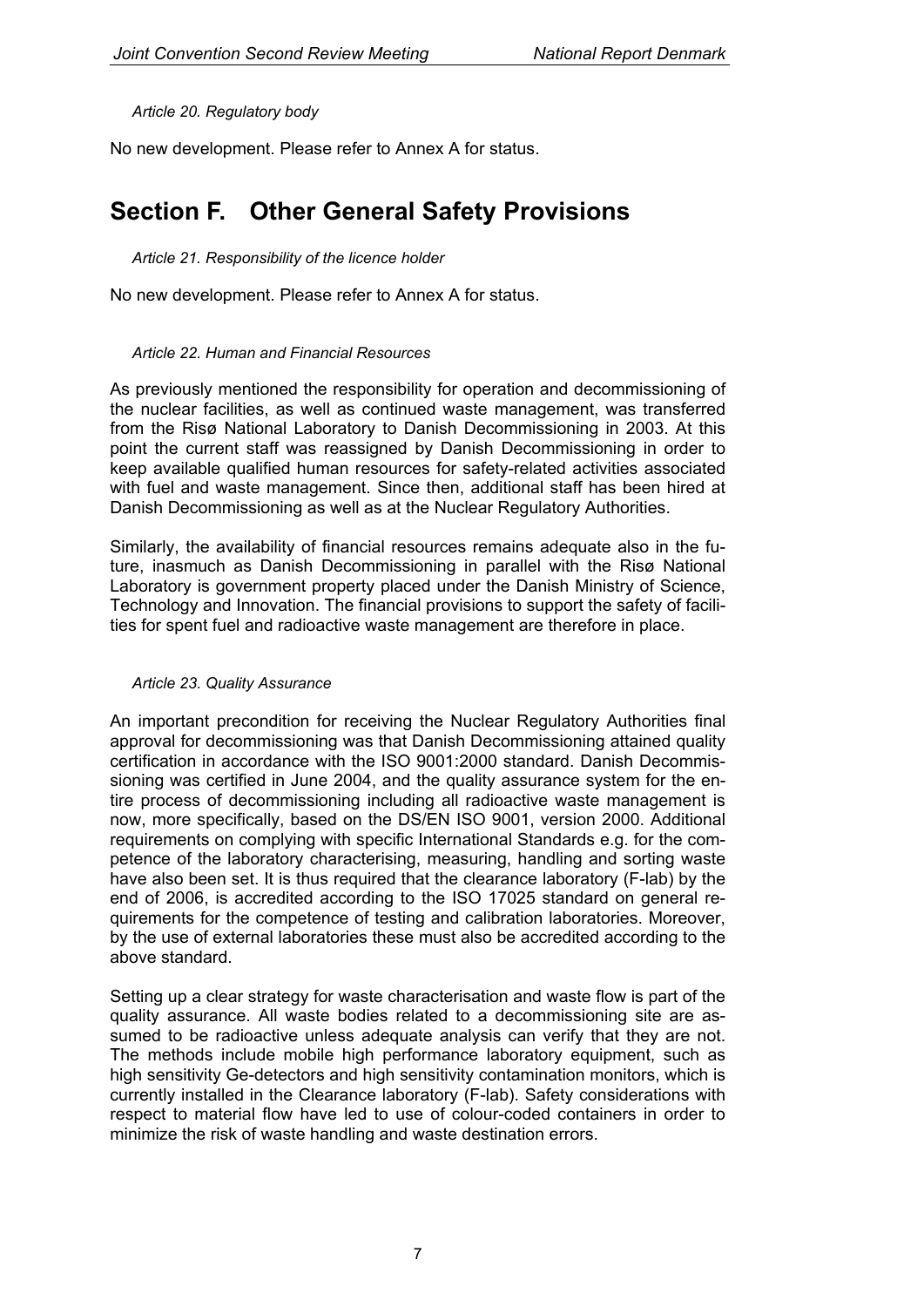*Article 20. Regulatory body*

No new development. Please refer to Annex A for status.

# Section F. Other General Safety Provisions

*Article 21. Responsibility of the licence holder*

No new development. Please refer to Annex A for status.

*Article 22. Human and Financial Resources*

As previously mentioned the responsibility for operation and decommissioning of the nuclear facilities, as well as continued waste management, was transferred from the Risø National Laboratory to Danish Decommissioning in 2003. At this point the current staff was reassigned by Danish Decommissioning in order to keep available qualified human resources for safety-related activities associated with fuel and waste management. Since then, additional staff has been hired at Danish Decommissioning as well as at the Nuclear Regulatory Authorities.

Similarly, the availability of financial resources remains adequate also in the future, inasmuch as Danish Decommissioning in parallel with the Risø National Laboratory is government property placed under the Danish Ministry of Science, Technology and Innovation. The financial provisions to support the safety of facilities for spent fuel and radioactive waste management are therefore in place.

*Article 23. Quality Assurance*

An important precondition for receiving the Nuclear Regulatory Authorities final approval for decommissioning was that Danish Decommissioning attained quality certification in accordance with the ISO 9001:2000 standard. Danish Decommissioning was certified in June 2004, and the quality assurance system for the entire process of decommissioning including all radioactive waste management is now, more specifically, based on the DS/EN ISO 9001, version 2000. Additional requirements on complying with specific International Standards e.g. for the competence of the laboratory characterising, measuring, handling and sorting waste have also been set. It is thus required that the clearance laboratory (F-lab) by the end of 2006, is accredited according to the ISO 17025 standard on general requirements for the competence of testing and calibration laboratories. Moreover, by the use of external laboratories these must also be accredited according to the above standard.

Setting up a clear strategy for waste characterisation and waste flow is part of the quality assurance. All waste bodies related to a decommissioning site are assumed to be radioactive unless adequate analysis can verify that they are not. The methods include mobile high performance laboratory equipment, such as high sensitivity Ge-detectors and high sensitivity contamination monitors, which is currently installed in the Clearance laboratory (F-lab). Safety considerations with respect to material flow have led to use of colour-coded containers in order to minimize the risk of waste handling and waste destination errors.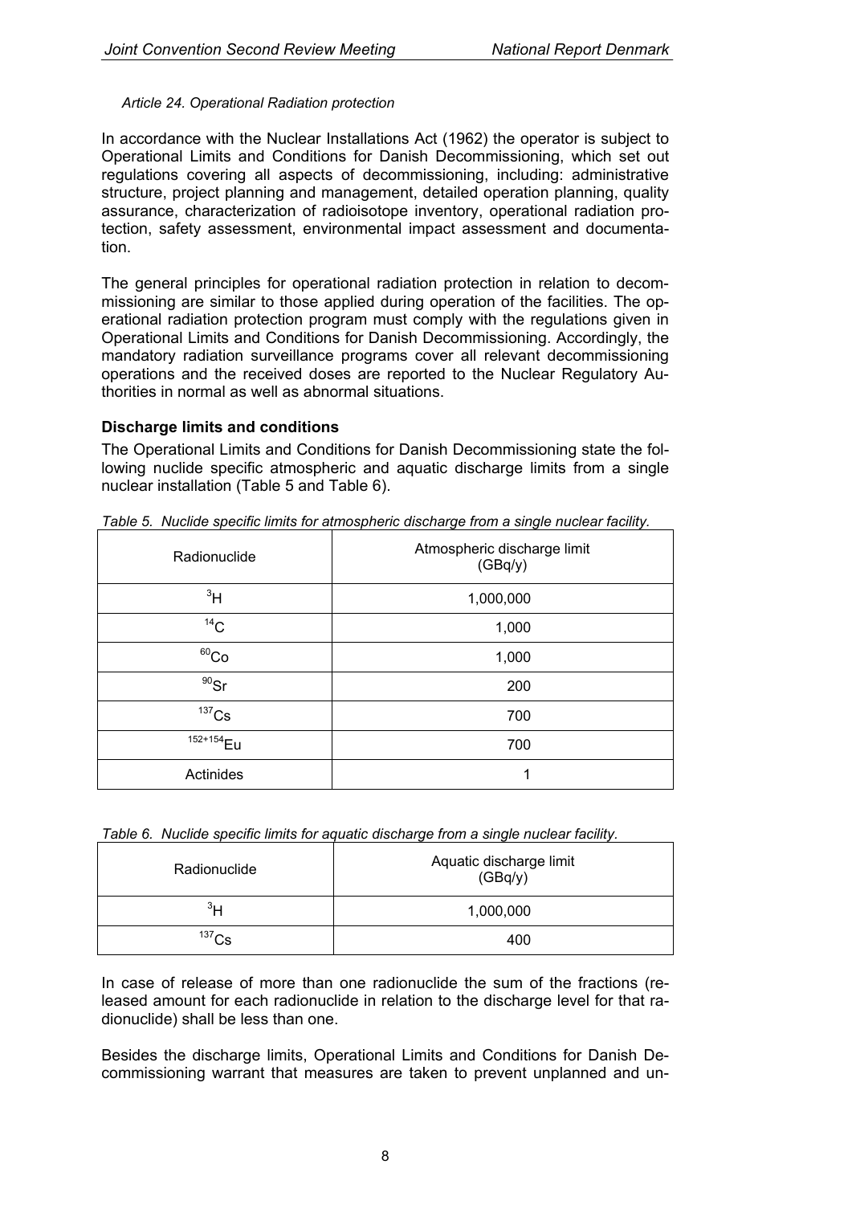*Article 24. Operational Radiation protection*

In accordance with the Nuclear Installations Act (1962) the operator is subject to Operational Limits and Conditions for Danish Decommissioning, which set out regulations covering all aspects of decommissioning, including: administrative structure, project planning and management, detailed operation planning, quality assurance, characterization of radioisotope inventory, operational radiation protection, safety assessment, environmental impact assessment and documentation.

The general principles for operational radiation protection in relation to decommissioning are similar to those applied during operation of the facilities. The operational radiation protection program must comply with the regulations given in Operational Limits and Conditions for Danish Decommissioning. Accordingly, the mandatory radiation surveillance programs cover all relevant decommissioning operations and the received doses are reported to the Nuclear Regulatory Authorities in normal as well as abnormal situations.

**Discharge limits and conditions**

The Operational Limits and Conditions for Danish Decommissioning state the following nuclide specific atmospheric and aquatic discharge limits from a single nuclear installation (Table 5 and Table 6).

*Table 5. Nuclide specific limits for atmospheric discharge from a single nuclear facility.*

| Radionuclide | Atmospheric discharge limit (GBq/y) |
|---|---|
| $^{3}H$ | 1,000,000 |
| $^{14}C$ | 1,000 |
| $^{60}Co$ | 1,000 |
| $^{90}Sr$ | 200 |
| $^{137}Cs$ | 700 |
| $^{152+154}Eu$ | 700 |
| Actinides | 1 |

*Table 6. Nuclide specific limits for aquatic discharge from a single nuclear facility.*

| Radionuclide | Aquatic discharge limit (GBq/y) |
|---|---|
| $^{3}H$ | 1,000,000 |
| $^{137}Cs$ | 400 |

In case of release of more than one radionuclide the sum of the fractions (released amount for each radionuclide in relation to the discharge level for that radionuclide) shall be less than one.

Besides the discharge limits, Operational Limits and Conditions for Danish Decommissioning warrant that measures are taken to prevent unplanned and un-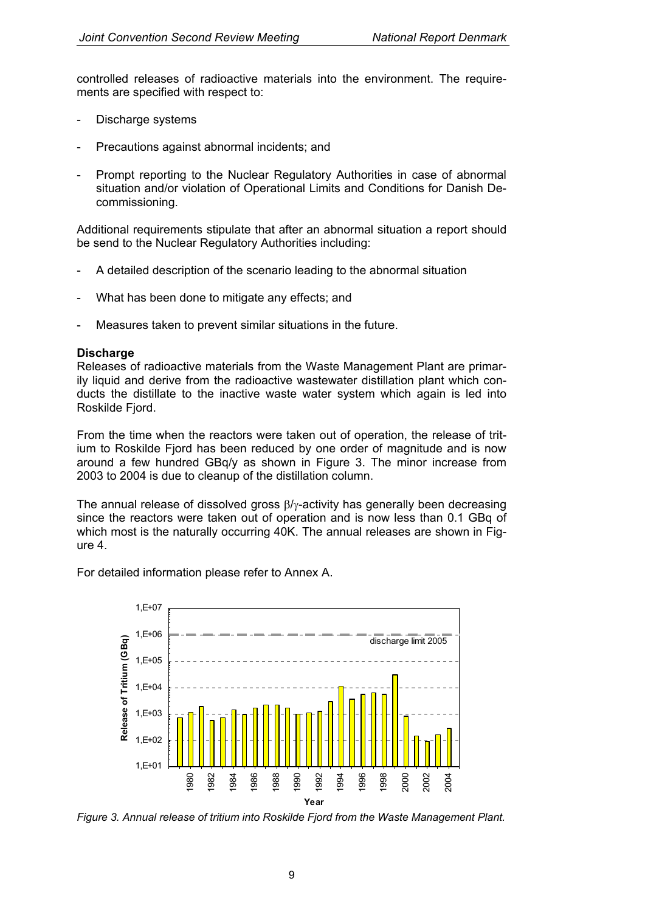controlled releases of radioactive materials into the environment. The requirements are specified with respect to:

- Discharge systems
- Precautions against abnormal incidents; and
- Prompt reporting to the Nuclear Regulatory Authorities in case of abnormal situation and/or violation of Operational Limits and Conditions for Danish Decommissioning.

Additional requirements stipulate that after an abnormal situation a report should be send to the Nuclear Regulatory Authorities including:

- A detailed description of the scenario leading to the abnormal situation
- What has been done to mitigate any effects; and
- Measures taken to prevent similar situations in the future.

**Discharge**

Releases of radioactive materials from the Waste Management Plant are primarily liquid and derive from the radioactive wastewater distillation plant which conducts the distillate to the inactive waste water system which again is led into Roskilde Fjord.

From the time when the reactors were taken out of operation, the release of tritium to Roskilde Fjord has been reduced by one order of magnitude and is now around a few hundred GBq/y as shown in Figure 3. The minor increase from 2003 to 2004 is due to cleanup of the distillation column.

The annual release of dissolved gross $\beta/\gamma$-activity has generally been decreasing since the reactors were taken out of operation and is now less than 0.1 GBq of which most is the naturally occurring 40K. The annual releases are shown in Figure 4.

For detailed information please refer to Annex A.

*Figure 3. Annual release of tritium into Roskilde Fjord from the Waste Management Plant.*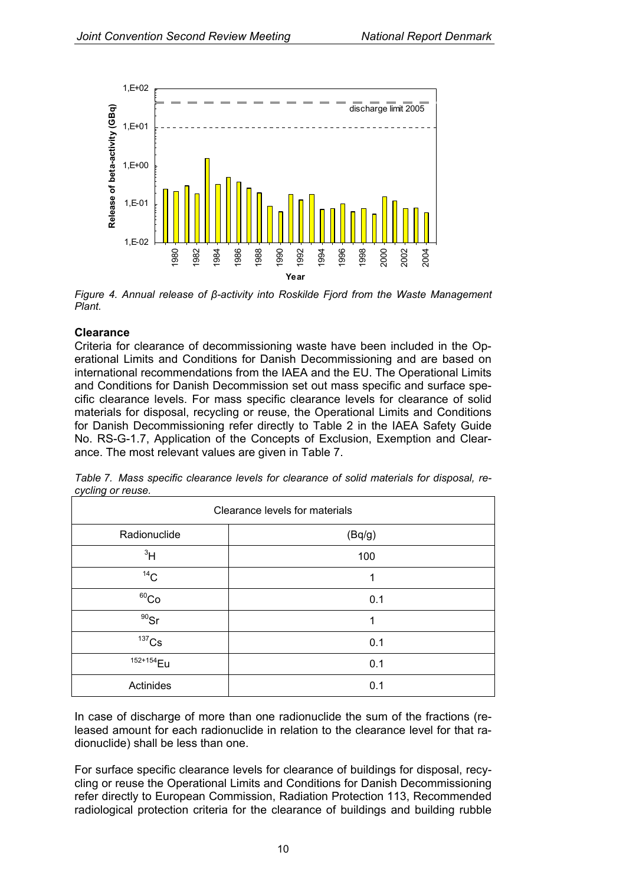*Figure 4. Annual release of β-activity into Roskilde Fjord from the Waste Management Plant.*

**Clearance**

Criteria for clearance of decommissioning waste have been included in the Operational Limits and Conditions for Danish Decommissioning and are based on international recommendations from the IAEA and the EU. The Operational Limits and Conditions for Danish Decommission set out mass specific and surface specific clearance levels. For mass specific clearance levels for clearance of solid materials for disposal, recycling or reuse, the Operational Limits and Conditions for Danish Decommissioning refer directly to Table 2 in the IAEA Safety Guide No. RS-G-1.7, Application of the Concepts of Exclusion, Exemption and Clearance. The most relevant values are given in Table 7.

*Table 7. Mass specific clearance levels for clearance of solid materials for disposal, recycling or reuse.*

| Clearance levels for materials | |
|---|---|
| Radionuclide | (Bq/g) |
| $^{3}H$ | 100 |
| $^{14}C$ | 1 |
| $^{60}Co$ | 0.1 |
| $^{90}Sr$ | 1 |
| $^{137}Cs$ | 0.1 |
| $^{152+154}Eu$ | 0.1 |
| Actinides | 0.1 |

In case of discharge of more than one radionuclide the sum of the fractions (released amount for each radionuclide in relation to the clearance level for that radionuclide) shall be less than one.

For surface specific clearance levels for clearance of buildings for disposal, recycling or reuse the Operational Limits and Conditions for Danish Decommissioning refer directly to European Commission, Radiation Protection 113, Recommended radiological protection criteria for the clearance of buildings and building rubble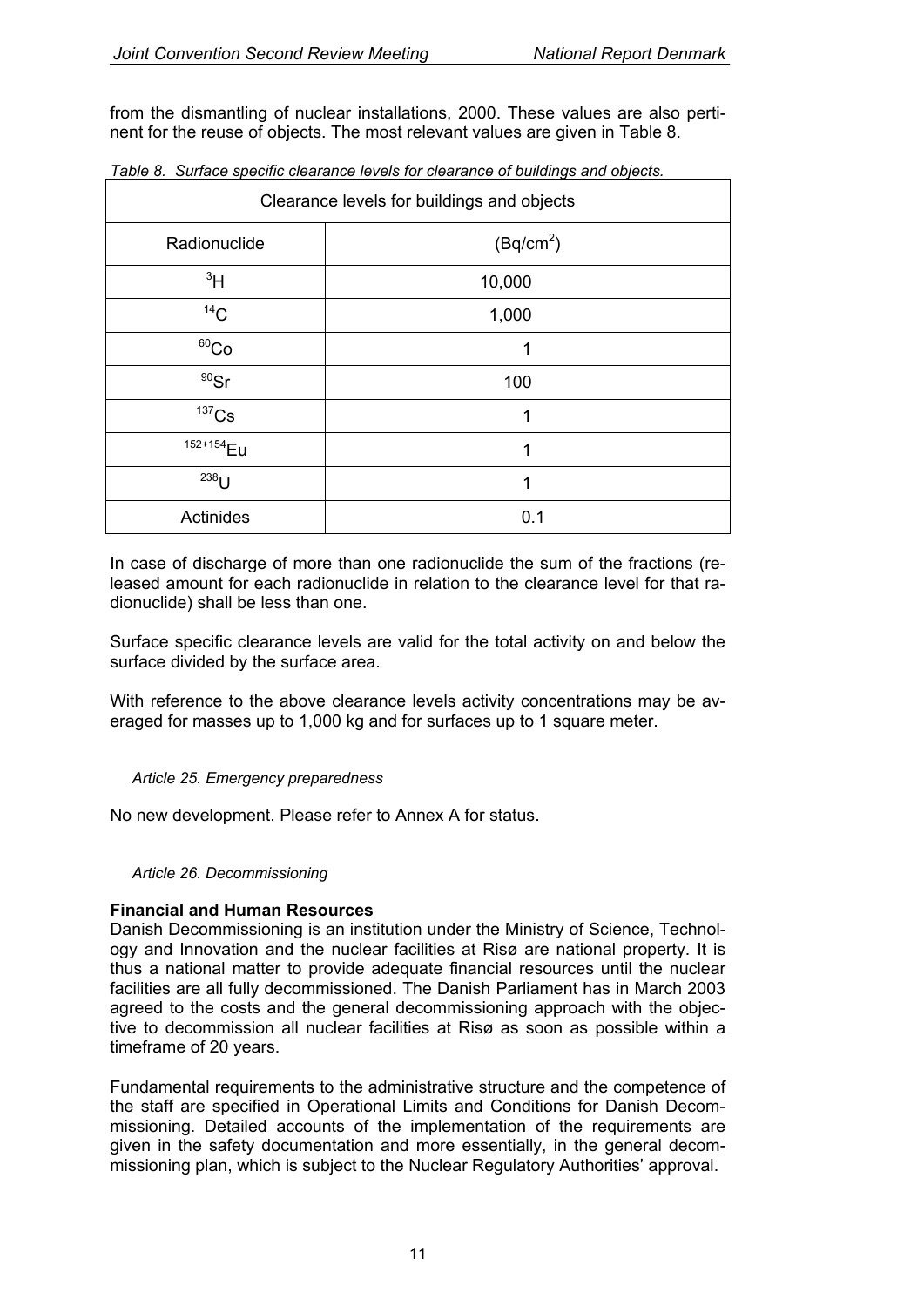from the dismantling of nuclear installations, 2000. These values are also pertinent for the reuse of objects. The most relevant values are given in Table 8.

*Table 8. Surface specific clearance levels for clearance of buildings and objects.*

| Clearance levels for buildings and objects | |
|---|---|
| Radionuclide | ($Bq/cm^2$) |
| $^{3}H$ | 10,000 |
| $^{14}C$ | 1,000 |
| $^{60}Co$ | 1 |
| $^{90}Sr$ | 100 |
| $^{137}Cs$ | 1 |
| $^{152+154}Eu$ | 1 |
| $^{238}U$ | 1 |
| Actinides | 0.1 |

In case of discharge of more than one radionuclide the sum of the fractions (released amount for each radionuclide in relation to the clearance level for that radionuclide) shall be less than one.

Surface specific clearance levels are valid for the total activity on and below the surface divided by the surface area.

With reference to the above clearance levels activity concentrations may be averaged for masses up to 1,000 kg and for surfaces up to 1 square meter.

*Article 25. Emergency preparedness*

No new development. Please refer to Annex A for status.

*Article 26. Decommissioning*

**Financial and Human Resources**

Danish Decommissioning is an institution under the Ministry of Science, Technology and Innovation and the nuclear facilities at Risø are national property. It is thus a national matter to provide adequate financial resources until the nuclear facilities are all fully decommissioned. The Danish Parliament has in March 2003 agreed to the costs and the general decommissioning approach with the objective to decommission all nuclear facilities at Risø as soon as possible within a timeframe of 20 years.

Fundamental requirements to the administrative structure and the competence of the staff are specified in Operational Limits and Conditions for Danish Decommissioning. Detailed accounts of the implementation of the requirements are given in the safety documentation and more essentially, in the general decommissioning plan, which is subject to the Nuclear Regulatory Authorities' approval.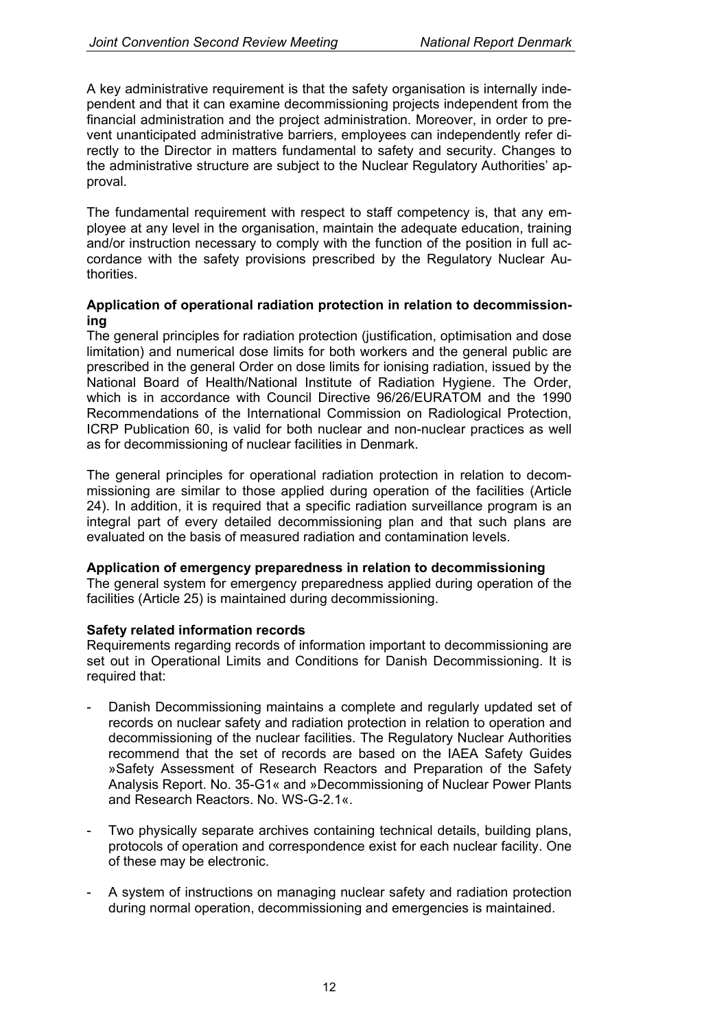A key administrative requirement is that the safety organisation is internally independent and that it can examine decommissioning projects independent from the financial administration and the project administration. Moreover, in order to prevent unanticipated administrative barriers, employees can independently refer directly to the Director in matters fundamental to safety and security. Changes to the administrative structure are subject to the Nuclear Regulatory Authorities' approval.

The fundamental requirement with respect to staff competency is, that any employee at any level in the organisation, maintain the adequate education, training and/or instruction necessary to comply with the function of the position in full accordance with the safety provisions prescribed by the Regulatory Nuclear Authorities.

**Application of operational radiation protection in relation to decommissioning**

The general principles for radiation protection (justification, optimisation and dose limitation) and numerical dose limits for both workers and the general public are prescribed in the general Order on dose limits for ionising radiation, issued by the National Board of Health/National Institute of Radiation Hygiene. The Order, which is in accordance with Council Directive 96/26/EURATOM and the 1990 Recommendations of the International Commission on Radiological Protection, ICRP Publication 60, is valid for both nuclear and non-nuclear practices as well as for decommissioning of nuclear facilities in Denmark.

The general principles for operational radiation protection in relation to decommissioning are similar to those applied during operation of the facilities (Article 24). In addition, it is required that a specific radiation surveillance program is an integral part of every detailed decommissioning plan and that such plans are evaluated on the basis of measured radiation and contamination levels.

**Application of emergency preparedness in relation to decommissioning**

The general system for emergency preparedness applied during operation of the facilities (Article 25) is maintained during decommissioning.

**Safety related information records**

Requirements regarding records of information important to decommissioning are set out in Operational Limits and Conditions for Danish Decommissioning. It is required that:

- Danish Decommissioning maintains a complete and regularly updated set of records on nuclear safety and radiation protection in relation to operation and decommissioning of the nuclear facilities. The Regulatory Nuclear Authorities recommend that the set of records are based on the IAEA Safety Guides »Safety Assessment of Research Reactors and Preparation of the Safety Analysis Report. No. 35-G1« and »Decommissioning of Nuclear Power Plants and Research Reactors. No. WS-G-2.1«.

- Two physically separate archives containing technical details, building plans, protocols of operation and correspondence exist for each nuclear facility. One of these may be electronic.

- A system of instructions on managing nuclear safety and radiation protection during normal operation, decommissioning and emergencies is maintained.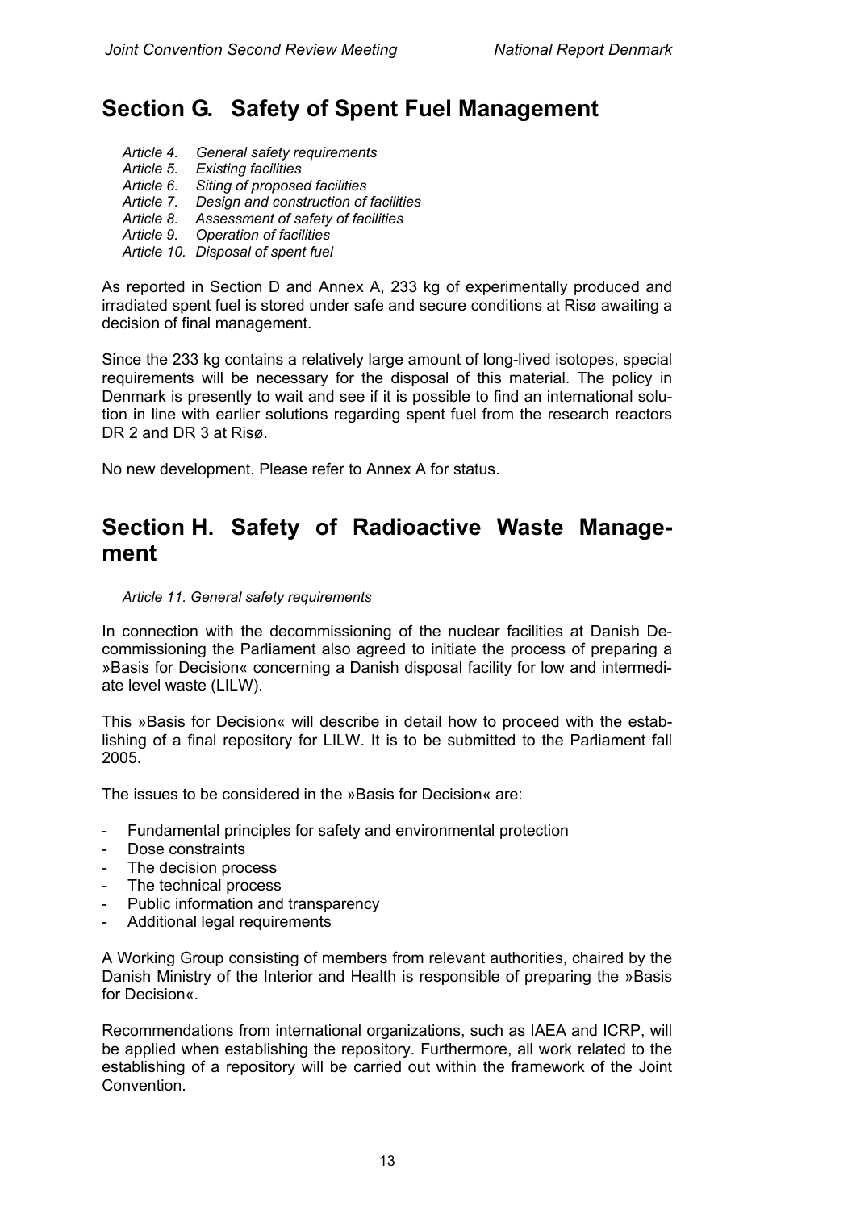# Section G. Safety of Spent Fuel Management

*Article 4. General safety requirements*
*Article 5. Existing facilities*
*Article 6. Siting of proposed facilities*
*Article 7. Design and construction of facilities*
*Article 8. Assessment of safety of facilities*
*Article 9. Operation of facilities*
*Article 10. Disposal of spent fuel*

As reported in Section D and Annex A, 233 kg of experimentally produced and irradiated spent fuel is stored under safe and secure conditions at Risø awaiting a decision of final management.

Since the 233 kg contains a relatively large amount of long-lived isotopes, special requirements will be necessary for the disposal of this material. The policy in Denmark is presently to wait and see if it is possible to find an international solution in line with earlier solutions regarding spent fuel from the research reactors DR 2 and DR 3 at Risø.

No new development. Please refer to Annex A for status.

# Section H. Safety of Radioactive Waste Management

*Article 11. General safety requirements*

In connection with the decommissioning of the nuclear facilities at Danish Decommissioning the Parliament also agreed to initiate the process of preparing a »Basis for Decision« concerning a Danish disposal facility for low and intermediate level waste (LILW).

This »Basis for Decision« will describe in detail how to proceed with the establishing of a final repository for LILW. It is to be submitted to the Parliament fall 2005.

The issues to be considered in the »Basis for Decision« are:

- Fundamental principles for safety and environmental protection
- Dose constraints
- The decision process
- The technical process
- Public information and transparency
- Additional legal requirements

A Working Group consisting of members from relevant authorities, chaired by the Danish Ministry of the Interior and Health is responsible of preparing the »Basis for Decision«.

Recommendations from international organizations, such as IAEA and ICRP, will be applied when establishing the repository. Furthermore, all work related to the establishing of a repository will be carried out within the framework of the Joint Convention.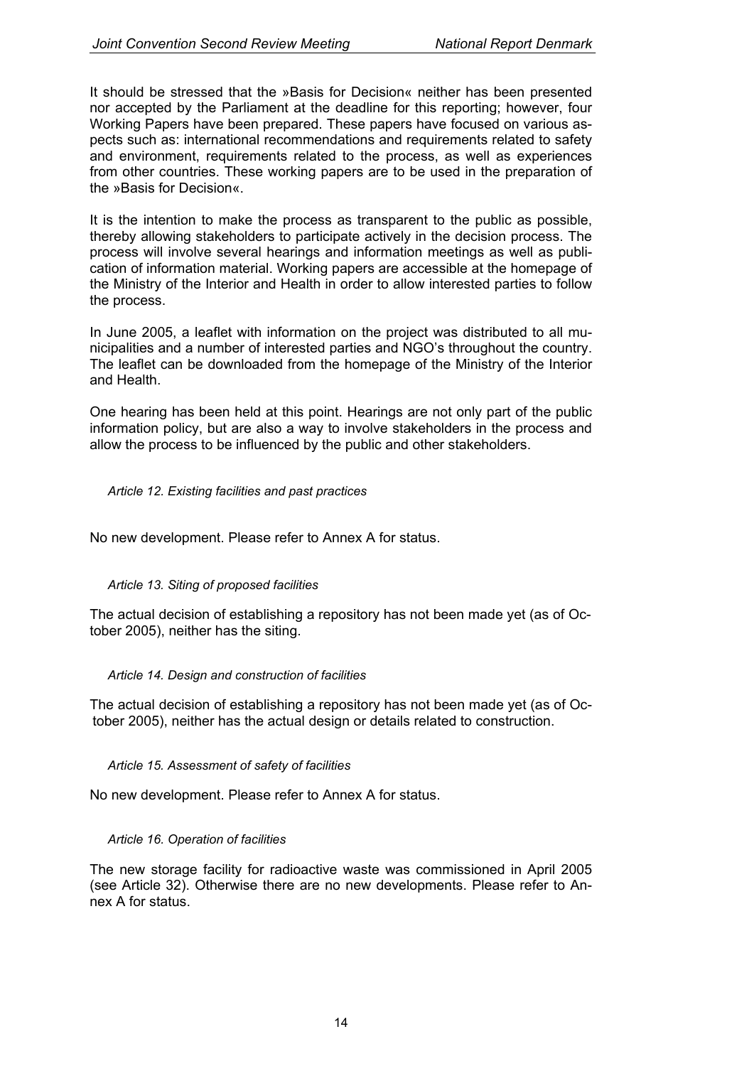It should be stressed that the »Basis for Decision« neither has been presented nor accepted by the Parliament at the deadline for this reporting; however, four Working Papers have been prepared. These papers have focused on various aspects such as: international recommendations and requirements related to safety and environment, requirements related to the process, as well as experiences from other countries. These working papers are to be used in the preparation of the »Basis for Decision«.

It is the intention to make the process as transparent to the public as possible, thereby allowing stakeholders to participate actively in the decision process. The process will involve several hearings and information meetings as well as publication of information material. Working papers are accessible at the homepage of the Ministry of the Interior and Health in order to allow interested parties to follow the process.

In June 2005, a leaflet with information on the project was distributed to all municipalities and a number of interested parties and NGO's throughout the country. The leaflet can be downloaded from the homepage of the Ministry of the Interior and Health.

One hearing has been held at this point. Hearings are not only part of the public information policy, but are also a way to involve stakeholders in the process and allow the process to be influenced by the public and other stakeholders.

### *Article 12. Existing facilities and past practices*

No new development. Please refer to Annex A for status.

### *Article 13. Siting of proposed facilities*

The actual decision of establishing a repository has not been made yet (as of October 2005), neither has the siting.

### *Article 14. Design and construction of facilities*

The actual decision of establishing a repository has not been made yet (as of October 2005), neither has the actual design or details related to construction.

### *Article 15. Assessment of safety of facilities*

No new development. Please refer to Annex A for status.

### *Article 16. Operation of facilities*

The new storage facility for radioactive waste was commissioned in April 2005 (see Article 32). Otherwise there are no new developments. Please refer to Annex A for status.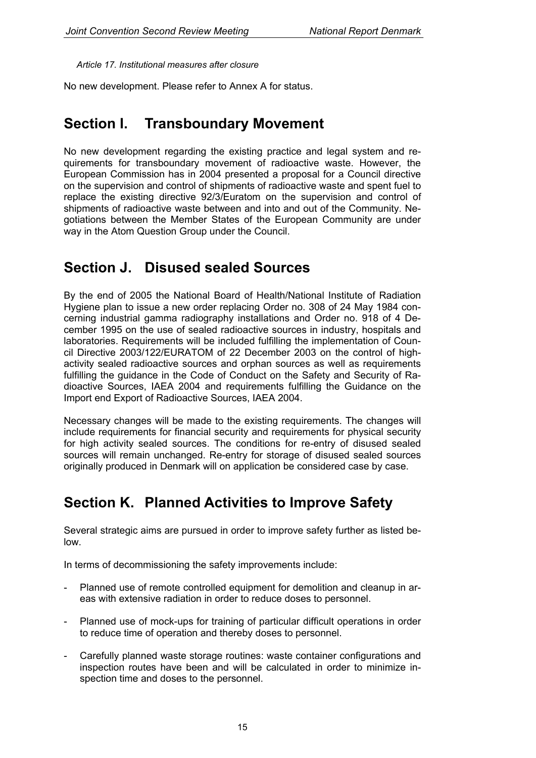*Article 17. Institutional measures after closure*

No new development. Please refer to Annex A for status.

# Section I. Transboundary Movement

No new development regarding the existing practice and legal system and requirements for transboundary movement of radioactive waste. However, the European Commission has in 2004 presented a proposal for a Council directive on the supervision and control of shipments of radioactive waste and spent fuel to replace the existing directive 92/3/Euratom on the supervision and control of shipments of radioactive waste between and into and out of the Community. Negotiations between the Member States of the European Community are under way in the Atom Question Group under the Council.

# Section J. Disused sealed Sources

By the end of 2005 the National Board of Health/National Institute of Radiation Hygiene plan to issue a new order replacing Order no. 308 of 24 May 1984 concerning industrial gamma radiography installations and Order no. 918 of 4 December 1995 on the use of sealed radioactive sources in industry, hospitals and laboratories. Requirements will be included fulfilling the implementation of Council Directive 2003/122/EURATOM of 22 December 2003 on the control of high-activity sealed radioactive sources and orphan sources as well as requirements fulfilling the guidance in the Code of Conduct on the Safety and Security of Radioactive Sources, IAEA 2004 and requirements fulfilling the Guidance on the Import end Export of Radioactive Sources, IAEA 2004.

Necessary changes will be made to the existing requirements. The changes will include requirements for financial security and requirements for physical security for high activity sealed sources. The conditions for re-entry of disused sealed sources will remain unchanged. Re-entry for storage of disused sealed sources originally produced in Denmark will on application be considered case by case.

# Section K. Planned Activities to Improve Safety

Several strategic aims are pursued in order to improve safety further as listed below.

In terms of decommissioning the safety improvements include:

- Planned use of remote controlled equipment for demolition and cleanup in areas with extensive radiation in order to reduce doses to personnel.
- Planned use of mock-ups for training of particular difficult operations in order to reduce time of operation and thereby doses to personnel.
- Carefully planned waste storage routines: waste container configurations and inspection routes have been and will be calculated in order to minimize inspection time and doses to the personnel.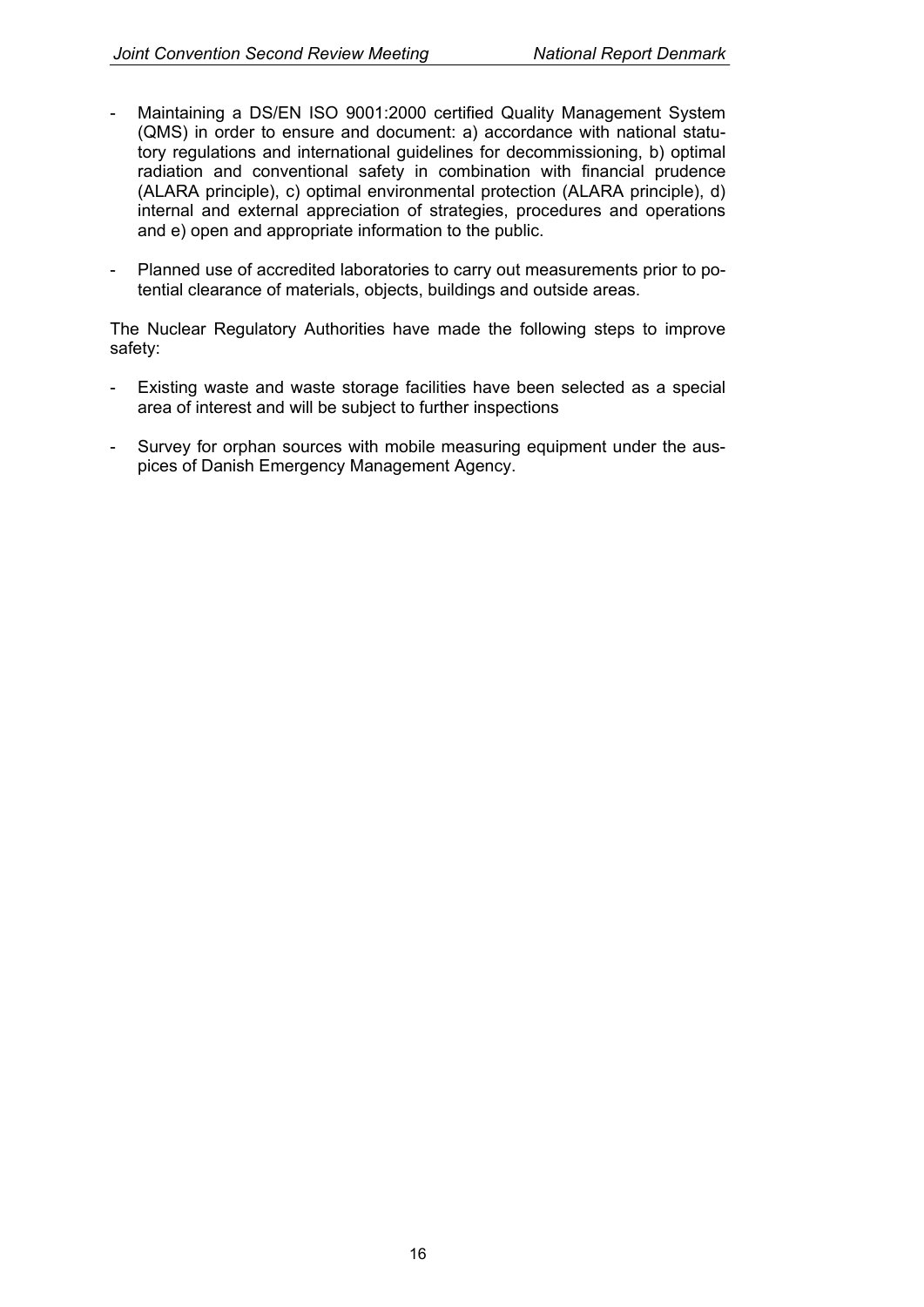- Maintaining a DS/EN ISO 9001:2000 certified Quality Management System (QMS) in order to ensure and document: a) accordance with national statutory regulations and international guidelines for decommissioning, b) optimal radiation and conventional safety in combination with financial prudence (ALARA principle), c) optimal environmental protection (ALARA principle), d) internal and external appreciation of strategies, procedures and operations and e) open and appropriate information to the public.

- Planned use of accredited laboratories to carry out measurements prior to potential clearance of materials, objects, buildings and outside areas.

The Nuclear Regulatory Authorities have made the following steps to improve safety:

- Existing waste and waste storage facilities have been selected as a special area of interest and will be subject to further inspections

- Survey for orphan sources with mobile measuring equipment under the auspices of Danish Emergency Management Agency.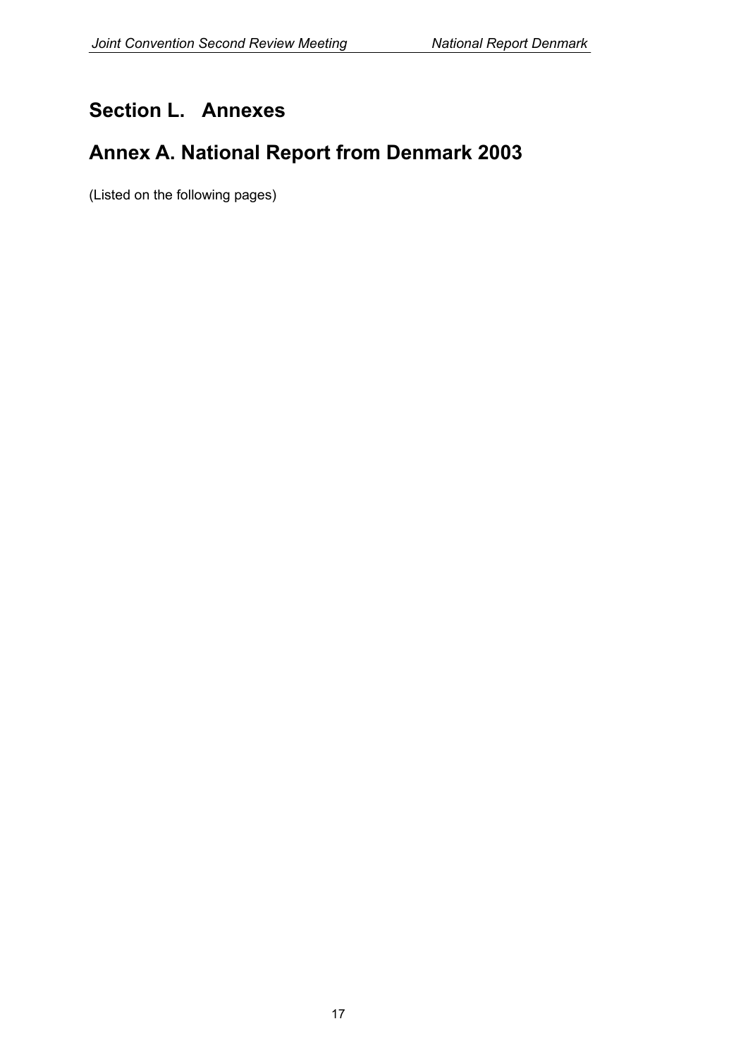# Section L. Annexes

## Annex A. National Report from Denmark 2003

(Listed on the following pages)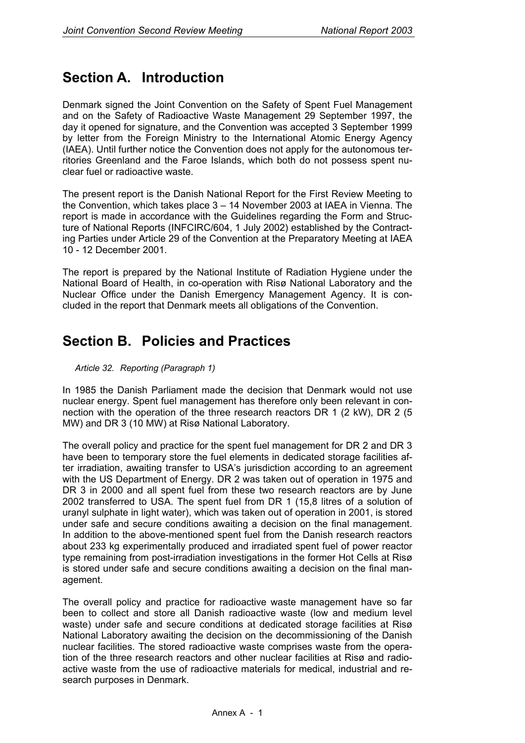# Section A. Introduction

Denmark signed the Joint Convention on the Safety of Spent Fuel Management and on the Safety of Radioactive Waste Management 29 September 1997, the day it opened for signature, and the Convention was accepted 3 September 1999 by letter from the Foreign Ministry to the International Atomic Energy Agency (IAEA). Until further notice the Convention does not apply for the autonomous territories Greenland and the Faroe Islands, which both do not possess spent nuclear fuel or radioactive waste.

The present report is the Danish National Report for the First Review Meeting to the Convention, which takes place 3 – 14 November 2003 at IAEA in Vienna. The report is made in accordance with the Guidelines regarding the Form and Structure of National Reports (INFCIRC/604, 1 July 2002) established by the Contracting Parties under Article 29 of the Convention at the Preparatory Meeting at IAEA 10 - 12 December 2001.

The report is prepared by the National Institute of Radiation Hygiene under the National Board of Health, in co-operation with Risø National Laboratory and the Nuclear Office under the Danish Emergency Management Agency. It is concluded in the report that Denmark meets all obligations of the Convention.

# Section B. Policies and Practices

*Article 32. Reporting (Paragraph 1)*

In 1985 the Danish Parliament made the decision that Denmark would not use nuclear energy. Spent fuel management has therefore only been relevant in connection with the operation of the three research reactors DR 1 (2 kW), DR 2 (5 MW) and DR 3 (10 MW) at Risø National Laboratory.

The overall policy and practice for the spent fuel management for DR 2 and DR 3 have been to temporary store the fuel elements in dedicated storage facilities after irradiation, awaiting transfer to USA's jurisdiction according to an agreement with the US Department of Energy. DR 2 was taken out of operation in 1975 and DR 3 in 2000 and all spent fuel from these two research reactors are by June 2002 transferred to USA. The spent fuel from DR 1 (15,8 litres of a solution of uranyl sulphate in light water), which was taken out of operation in 2001, is stored under safe and secure conditions awaiting a decision on the final management. In addition to the above-mentioned spent fuel from the Danish research reactors about 233 kg experimentally produced and irradiated spent fuel of power reactor type remaining from post-irradiation investigations in the former Hot Cells at Risø is stored under safe and secure conditions awaiting a decision on the final management.

The overall policy and practice for radioactive waste management have so far been to collect and store all Danish radioactive waste (low and medium level waste) under safe and secure conditions at dedicated storage facilities at Risø National Laboratory awaiting the decision on the decommissioning of the Danish nuclear facilities. The stored radioactive waste comprises waste from the operation of the three research reactors and other nuclear facilities at Risø and radioactive waste from the use of radioactive materials for medical, industrial and research purposes in Denmark.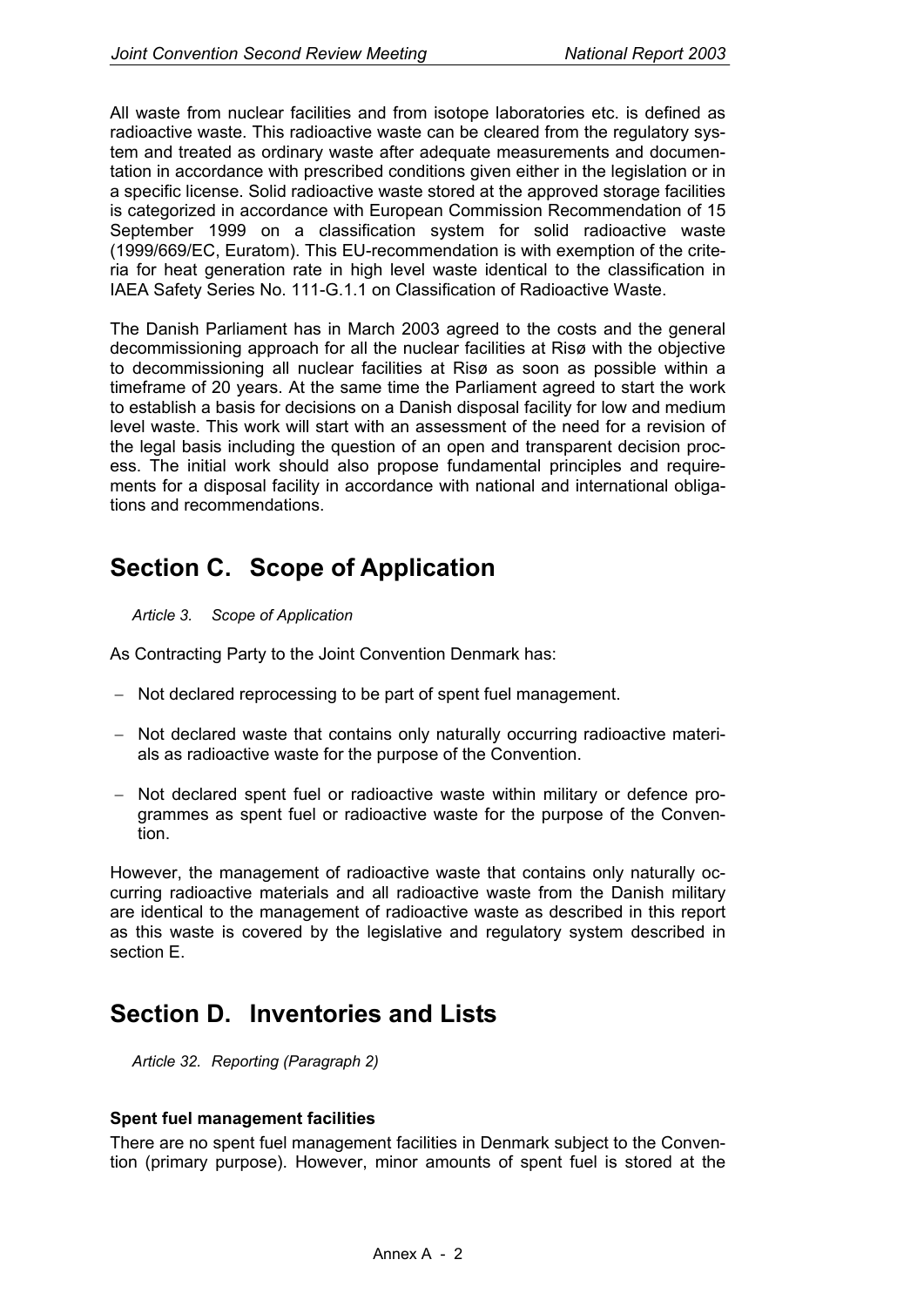All waste from nuclear facilities and from isotope laboratories etc. is defined as radioactive waste. This radioactive waste can be cleared from the regulatory system and treated as ordinary waste after adequate measurements and documentation in accordance with prescribed conditions given either in the legislation or in a specific license. Solid radioactive waste stored at the approved storage facilities is categorized in accordance with European Commission Recommendation of 15 September 1999 on a classification system for solid radioactive waste (1999/669/EC, Euratom). This EU-recommendation is with exemption of the criteria for heat generation rate in high level waste identical to the classification in IAEA Safety Series No. 111-G.1.1 on Classification of Radioactive Waste.

The Danish Parliament has in March 2003 agreed to the costs and the general decommissioning approach for all the nuclear facilities at Risø with the objective to decommissioning all nuclear facilities at Risø as soon as possible within a timeframe of 20 years. At the same time the Parliament agreed to start the work to establish a basis for decisions on a Danish disposal facility for low and medium level waste. This work will start with an assessment of the need for a revision of the legal basis including the question of an open and transparent decision process. The initial work should also propose fundamental principles and requirements for a disposal facility in accordance with national and international obligations and recommendations.

# Section C. Scope of Application

*Article 3. Scope of Application*

As Contracting Party to the Joint Convention Denmark has:

- Not declared reprocessing to be part of spent fuel management.
- Not declared waste that contains only naturally occurring radioactive materials as radioactive waste for the purpose of the Convention.
- Not declared spent fuel or radioactive waste within military or defence programmes as spent fuel or radioactive waste for the purpose of the Convention.

However, the management of radioactive waste that contains only naturally occurring radioactive materials and all radioactive waste from the Danish military are identical to the management of radioactive waste as described in this report as this waste is covered by the legislative and regulatory system described in section E.

# Section D. Inventories and Lists

*Article 32. Reporting (Paragraph 2)*

**Spent fuel management facilities**

There are no spent fuel management facilities in Denmark subject to the Convention (primary purpose). However, minor amounts of spent fuel is stored at the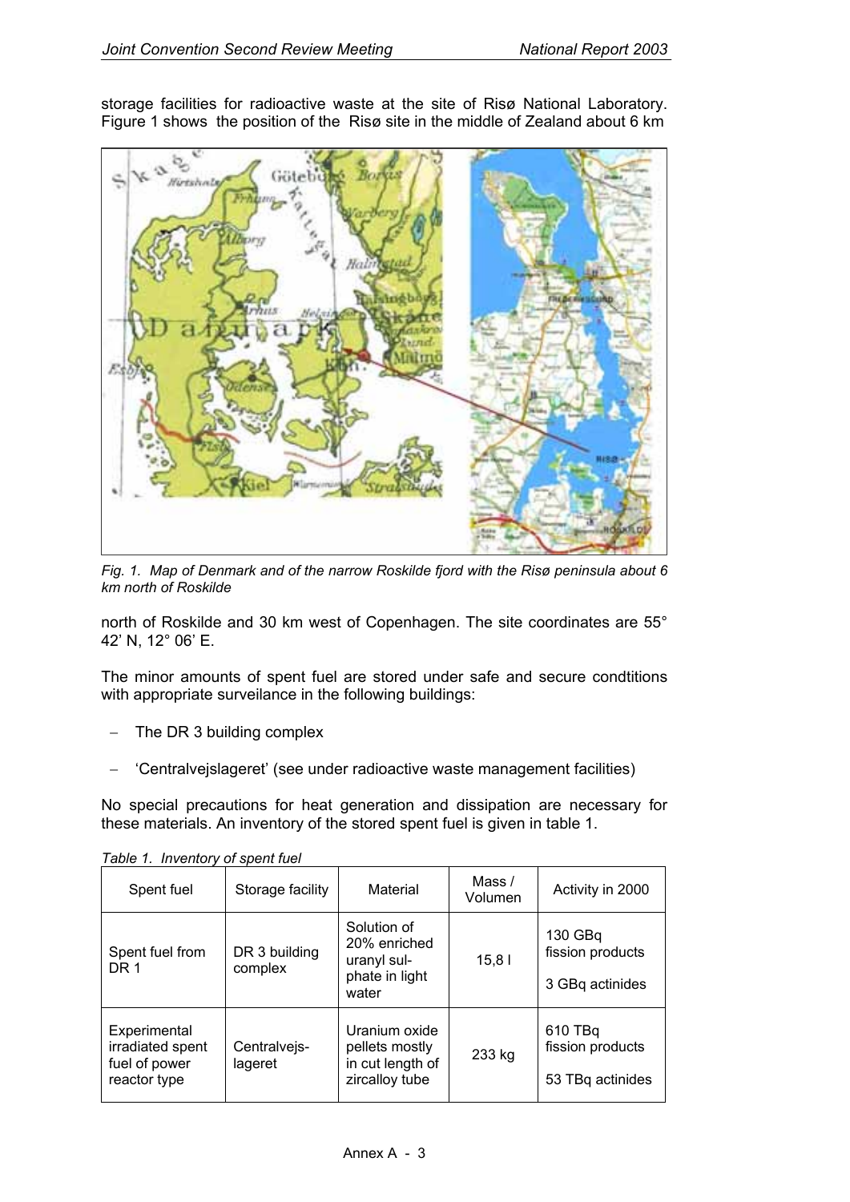storage facilities for radioactive waste at the site of Risø National Laboratory. Figure 1 shows the position of the Risø site in the middle of Zealand about 6 km

*Fig. 1. Map of Denmark and of the narrow Roskilde fjord with the Risø peninsula about 6 km north of Roskilde*

north of Roskilde and 30 km west of Copenhagen. The site coordinates are 55° 42' N, 12° 06' E.

The minor amounts of spent fuel are stored under safe and secure condtitions with appropriate surveilance in the following buildings:

- The DR 3 building complex
- 'Centralvejslageret' (see under radioactive waste management facilities)

No special precautions for heat generation and dissipation are necessary for these materials. An inventory of the stored spent fuel is given in table 1.

*Table 1. Inventory of spent fuel*

| Spent fuel | Storage facility | Material | Mass / Volumen | Activity in 2000 |
|---|---|---|---|---|
| Spent fuel from DR 1 | DR 3 building complex | Solution of 20% enriched uranyl sulphate in light water | 15,8 l | 130 GBq fission products<br>3 GBq actinides |
| Experimental irradiated spent fuel of power reactor type | Centralvejslageret | Uranium oxide pellets mostly in cut length of zircalloy tube | 233 kg | 610 TBq fission products<br>53 TBq actinides |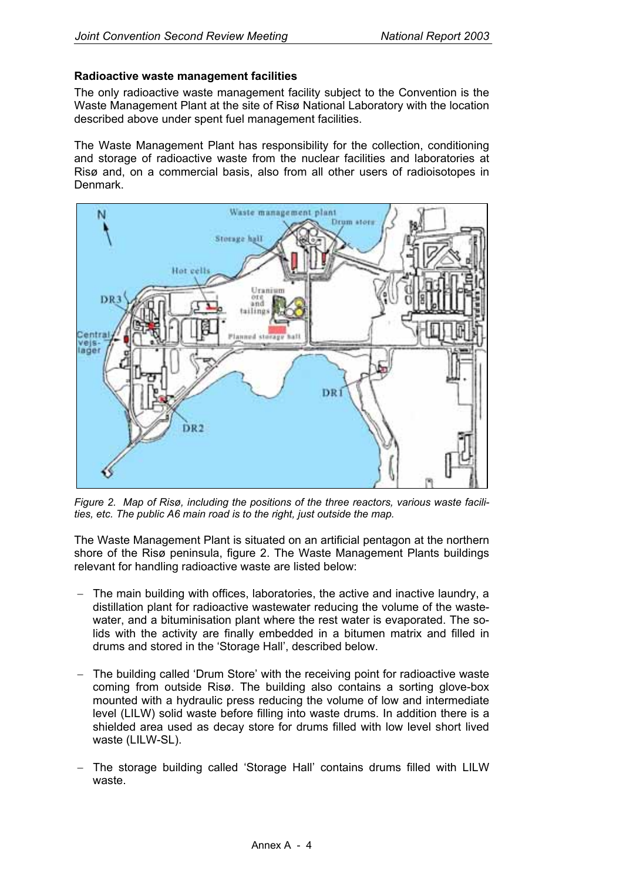**Radioactive waste management facilities**

The only radioactive waste management facility subject to the Convention is the Waste Management Plant at the site of Risø National Laboratory with the location described above under spent fuel management facilities.

The Waste Management Plant has responsibility for the collection, conditioning and storage of radioactive waste from the nuclear facilities and laboratories at Risø and, on a commercial basis, also from all other users of radioisotopes in Denmark.

*Figure 2. Map of Risø, including the positions of the three reactors, various waste facilities, etc. The public A6 main road is to the right, just outside the map.*

The Waste Management Plant is situated on an artificial pentagon at the northern shore of the Risø peninsula, figure 2. The Waste Management Plants buildings relevant for handling radioactive waste are listed below:

- The main building with offices, laboratories, the active and inactive laundry, a distillation plant for radioactive wastewater reducing the volume of the wastewater, and a bituminisation plant where the rest water is evaporated. The solids with the activity are finally embedded in a bitumen matrix and filled in drums and stored in the 'Storage Hall', described below.
- The building called 'Drum Store' with the receiving point for radioactive waste coming from outside Risø. The building also contains a sorting glove-box mounted with a hydraulic press reducing the volume of low and intermediate level (LILW) solid waste before filling into waste drums. In addition there is a shielded area used as decay store for drums filled with low level short lived waste (LILW-SL).
- The storage building called 'Storage Hall' contains drums filled with LILW waste.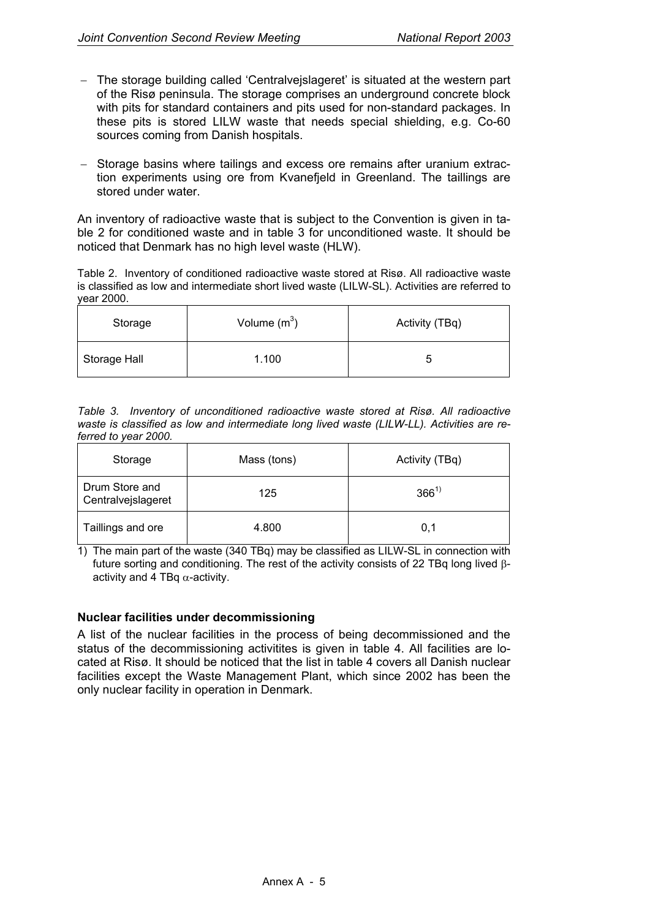- The storage building called 'Centralvejslageret' is situated at the western part of the Risø peninsula. The storage comprises an underground concrete block with pits for standard containers and pits used for non-standard packages. In these pits is stored LILW waste that needs special shielding, e.g. Co-60 sources coming from Danish hospitals.

- Storage basins where tailings and excess ore remains after uranium extraction experiments using ore from Kvanefjeld in Greenland. The taillings are stored under water.

An inventory of radioactive waste that is subject to the Convention is given in table 2 for conditioned waste and in table 3 for unconditioned waste. It should be noticed that Denmark has no high level waste (HLW).

Table 2. Inventory of conditioned radioactive waste stored at Risø. All radioactive waste is classified as low and intermediate short lived waste (LILW-SL). Activities are referred to year 2000.

| Storage | Volume ($m^3$) | Activity (TBq) |
|---|---|---|
| Storage Hall | 1.100 | 5 |

*Table 3. Inventory of unconditioned radioactive waste stored at Risø. All radioactive waste is classified as low and intermediate long lived waste (LILW-LL). Activities are referred to year 2000.*

| Storage | Mass (tons) | Activity (TBq) |
|---|---|---|
| Drum Store and Centralvejslageret | 125 | 366[1)] |
| Taillings and ore | 4.800 | 0,1 |

1) The main part of the waste (340 TBq) may be classified as LILW-SL in connection with future sorting and conditioning. The rest of the activity consists of 22 TBq long lived $\beta$-activity and 4 TBq $\alpha$-activity.

### Nuclear facilities under decommissioning

A list of the nuclear facilities in the process of being decommissioned and the status of the decommissioning activitites is given in table 4. All facilities are located at Risø. It should be noticed that the list in table 4 covers all Danish nuclear facilities except the Waste Management Plant, which since 2002 has been the only nuclear facility in operation in Denmark.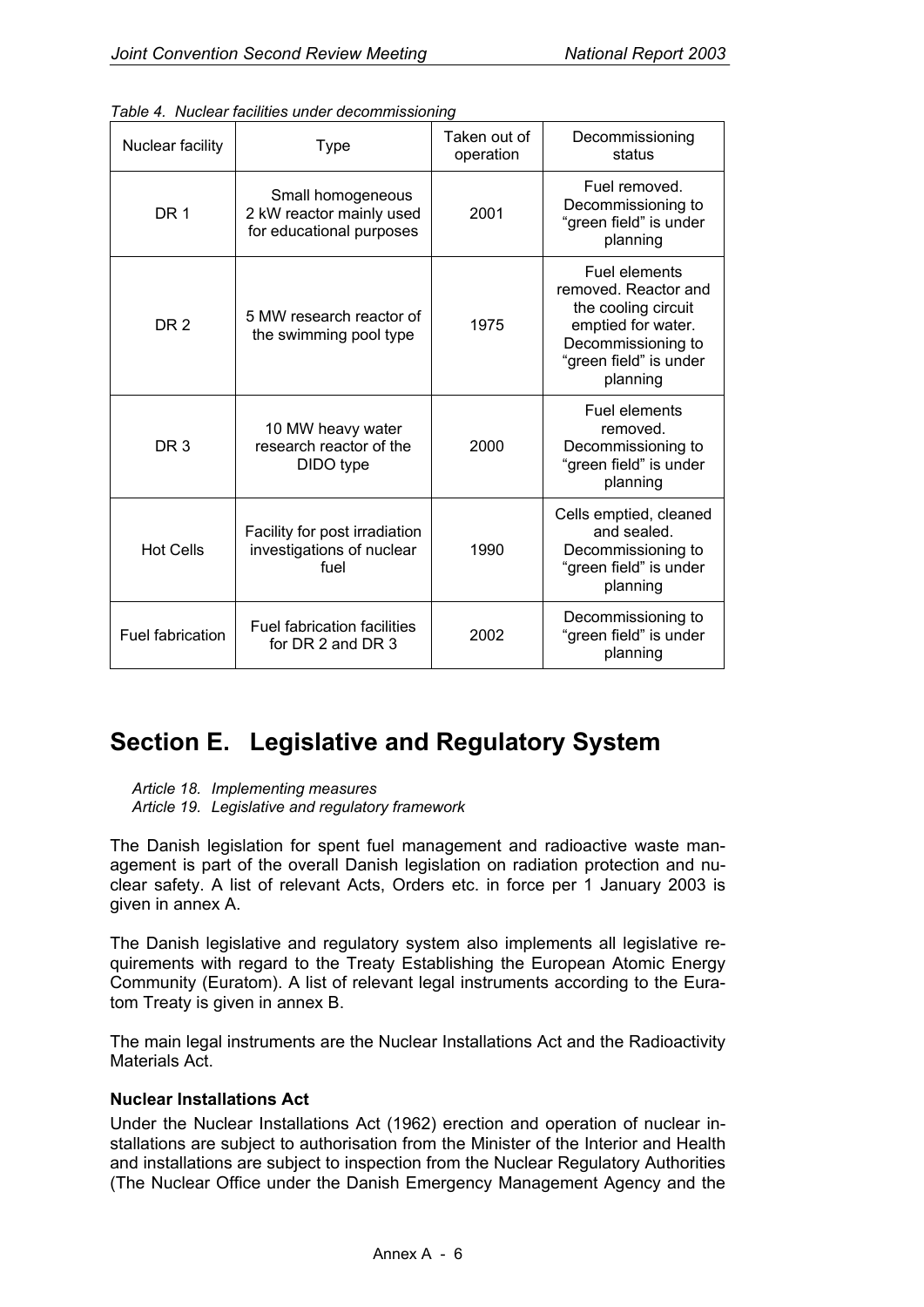*Table 4. Nuclear facilities under decommissioning*

| Nuclear facility | Type | Taken out of operation | Decommissioning status |
|---|---|---|---|
| DR 1 | Small homogeneous 2 kW reactor mainly used for educational purposes | 2001 | Fuel removed. Decommissioning to "green field" is under planning |
| DR 2 | 5 MW research reactor of the swimming pool type | 1975 | Fuel elements removed. Reactor and the cooling circuit emptied for water. Decommissioning to "green field" is under planning |
| DR 3 | 10 MW heavy water research reactor of the DIDO type | 2000 | Fuel elements removed. Decommissioning to "green field" is under planning |
| Hot Cells | Facility for post irradiation investigations of nuclear fuel | 1990 | Cells emptied, cleaned and sealed. Decommissioning to "green field" is under planning |
| Fuel fabrication | Fuel fabrication facilities for DR 2 and DR 3 | 2002 | Decommissioning to "green field" is under planning |

# Section E. Legislative and Regulatory System

*Article 18. Implementing measures*
*Article 19. Legislative and regulatory framework*

The Danish legislation for spent fuel management and radioactive waste management is part of the overall Danish legislation on radiation protection and nuclear safety. A list of relevant Acts, Orders etc. in force per 1 January 2003 is given in annex A.

The Danish legislative and regulatory system also implements all legislative requirements with regard to the Treaty Establishing the European Atomic Energy Community (Euratom). A list of relevant legal instruments according to the Euratom Treaty is given in annex B.

The main legal instruments are the Nuclear Installations Act and the Radioactivity Materials Act.

**Nuclear Installations Act**

Under the Nuclear Installations Act (1962) erection and operation of nuclear installations are subject to authorisation from the Minister of the Interior and Health and installations are subject to inspection from the Nuclear Regulatory Authorities (The Nuclear Office under the Danish Emergency Management Agency and the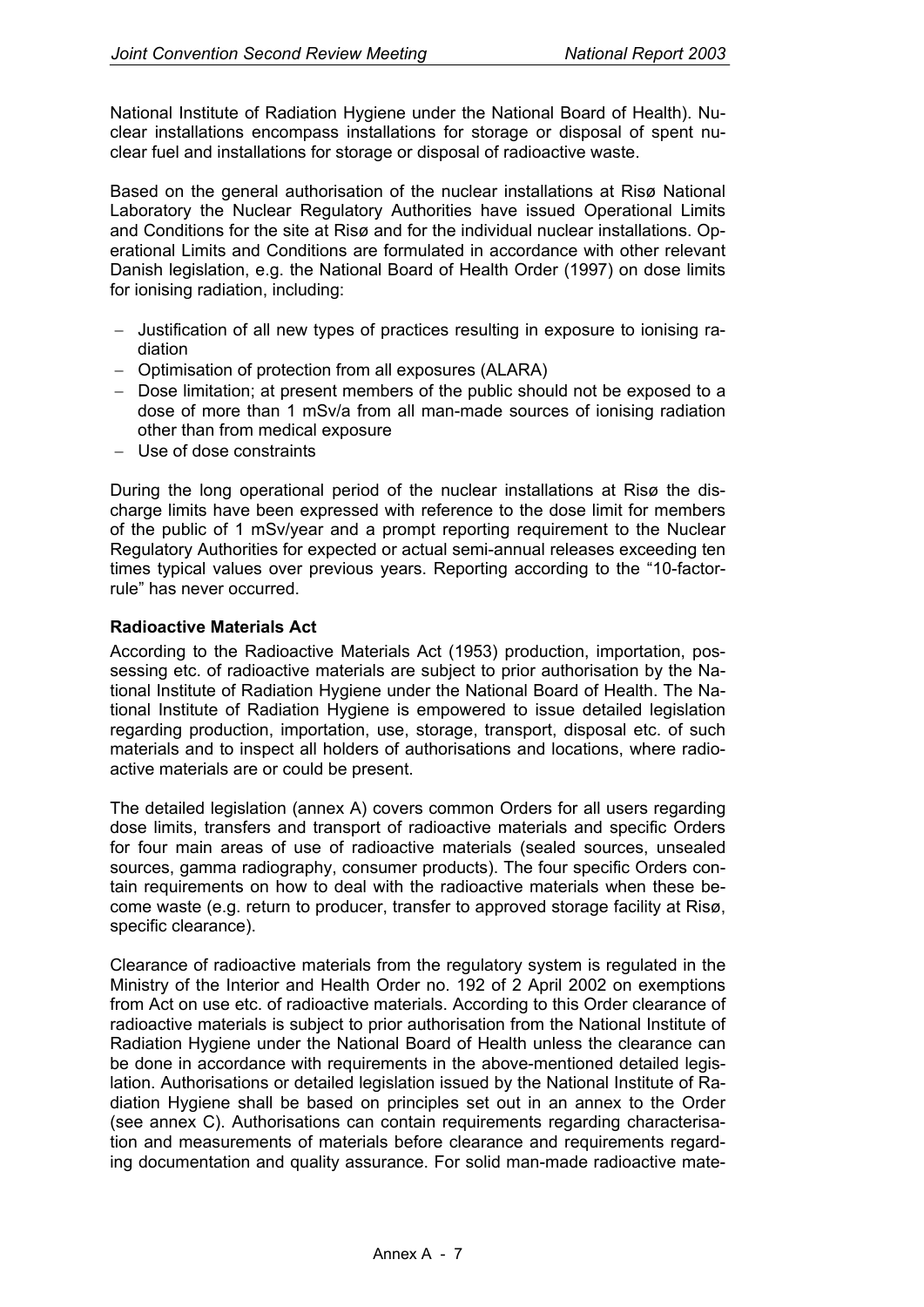National Institute of Radiation Hygiene under the National Board of Health). Nuclear installations encompass installations for storage or disposal of spent nuclear fuel and installations for storage or disposal of radioactive waste.

Based on the general authorisation of the nuclear installations at Risø National Laboratory the Nuclear Regulatory Authorities have issued Operational Limits and Conditions for the site at Risø and for the individual nuclear installations. Operational Limits and Conditions are formulated in accordance with other relevant Danish legislation, e.g. the National Board of Health Order (1997) on dose limits for ionising radiation, including:

- Justification of all new types of practices resulting in exposure to ionising radiation
- Optimisation of protection from all exposures (ALARA)
- Dose limitation; at present members of the public should not be exposed to a dose of more than 1 mSv/a from all man-made sources of ionising radiation other than from medical exposure
- Use of dose constraints

During the long operational period of the nuclear installations at Risø the discharge limits have been expressed with reference to the dose limit for members of the public of 1 mSv/year and a prompt reporting requirement to the Nuclear Regulatory Authorities for expected or actual semi-annual releases exceeding ten times typical values over previous years. Reporting according to the "10-factor-rule" has never occurred.

**Radioactive Materials Act**

According to the Radioactive Materials Act (1953) production, importation, possessing etc. of radioactive materials are subject to prior authorisation by the National Institute of Radiation Hygiene under the National Board of Health. The National Institute of Radiation Hygiene is empowered to issue detailed legislation regarding production, importation, use, storage, transport, disposal etc. of such materials and to inspect all holders of authorisations and locations, where radioactive materials are or could be present.

The detailed legislation (annex A) covers common Orders for all users regarding dose limits, transfers and transport of radioactive materials and specific Orders for four main areas of use of radioactive materials (sealed sources, unsealed sources, gamma radiography, consumer products). The four specific Orders contain requirements on how to deal with the radioactive materials when these become waste (e.g. return to producer, transfer to approved storage facility at Risø, specific clearance).

Clearance of radioactive materials from the regulatory system is regulated in the Ministry of the Interior and Health Order no. 192 of 2 April 2002 on exemptions from Act on use etc. of radioactive materials. According to this Order clearance of radioactive materials is subject to prior authorisation from the National Institute of Radiation Hygiene under the National Board of Health unless the clearance can be done in accordance with requirements in the above-mentioned detailed legislation. Authorisations or detailed legislation issued by the National Institute of Radiation Hygiene shall be based on principles set out in an annex to the Order (see annex C). Authorisations can contain requirements regarding characterisation and measurements of materials before clearance and requirements regarding documentation and quality assurance. For solid man-made radioactive mate-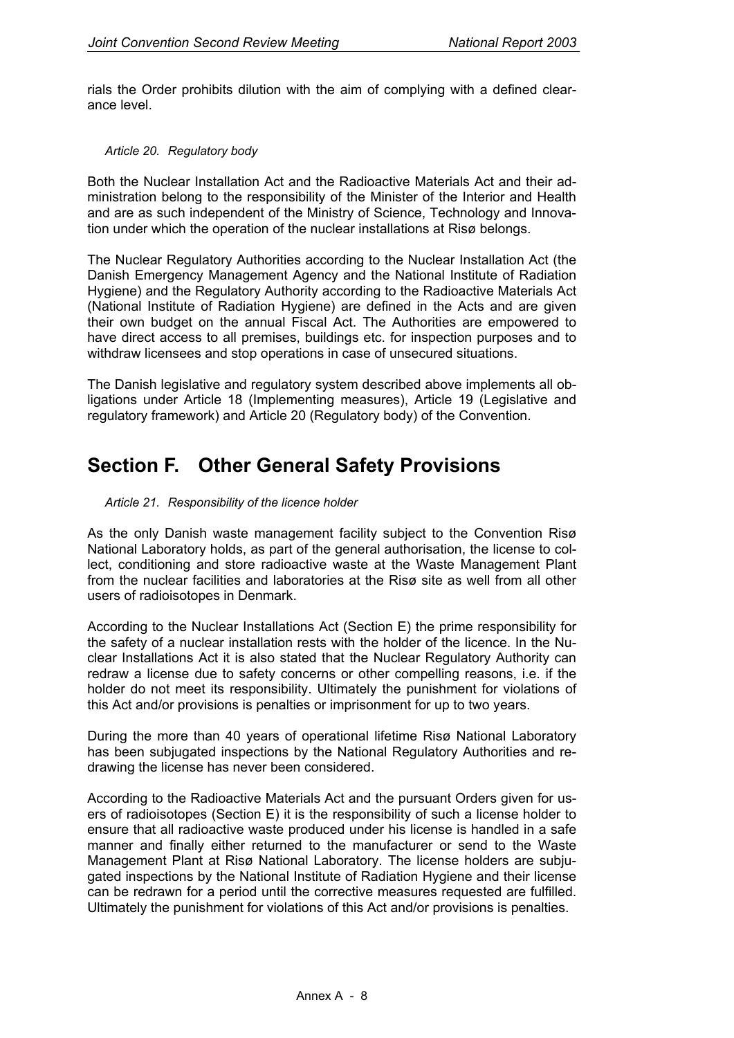rials the Order prohibits dilution with the aim of complying with a defined clearance level.

*Article 20. Regulatory body*

Both the Nuclear Installation Act and the Radioactive Materials Act and their administration belong to the responsibility of the Minister of the Interior and Health and are as such independent of the Ministry of Science, Technology and Innovation under which the operation of the nuclear installations at Risø belongs.

The Nuclear Regulatory Authorities according to the Nuclear Installation Act (the Danish Emergency Management Agency and the National Institute of Radiation Hygiene) and the Regulatory Authority according to the Radioactive Materials Act (National Institute of Radiation Hygiene) are defined in the Acts and are given their own budget on the annual Fiscal Act. The Authorities are empowered to have direct access to all premises, buildings etc. for inspection purposes and to withdraw licensees and stop operations in case of unsecured situations.

The Danish legislative and regulatory system described above implements all obligations under Article 18 (Implementing measures), Article 19 (Legislative and regulatory framework) and Article 20 (Regulatory body) of the Convention.

# Section F. Other General Safety Provisions

*Article 21. Responsibility of the licence holder*

As the only Danish waste management facility subject to the Convention Risø National Laboratory holds, as part of the general authorisation, the license to collect, conditioning and store radioactive waste at the Waste Management Plant from the nuclear facilities and laboratories at the Risø site as well from all other users of radioisotopes in Denmark.

According to the Nuclear Installations Act (Section E) the prime responsibility for the safety of a nuclear installation rests with the holder of the licence. In the Nuclear Installations Act it is also stated that the Nuclear Regulatory Authority can redraw a license due to safety concerns or other compelling reasons, i.e. if the holder do not meet its responsibility. Ultimately the punishment for violations of this Act and/or provisions is penalties or imprisonment for up to two years.

During the more than 40 years of operational lifetime Risø National Laboratory has been subjugated inspections by the National Regulatory Authorities and redrawing the license has never been considered.

According to the Radioactive Materials Act and the pursuant Orders given for users of radioisotopes (Section E) it is the responsibility of such a license holder to ensure that all radioactive waste produced under his license is handled in a safe manner and finally either returned to the manufacturer or send to the Waste Management Plant at Risø National Laboratory. The license holders are subjugated inspections by the National Institute of Radiation Hygiene and their license can be redrawn for a period until the corrective measures requested are fulfilled. Ultimately the punishment for violations of this Act and/or provisions is penalties.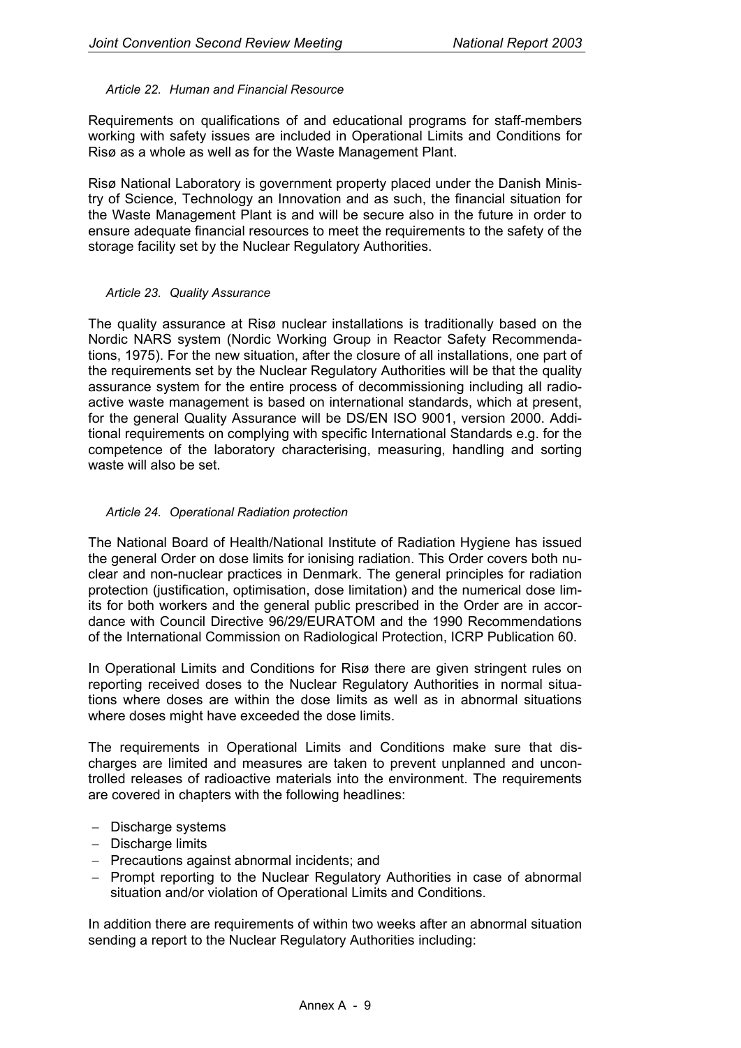### *Article 22. Human and Financial Resource*

Requirements on qualifications of and educational programs for staff-members working with safety issues are included in Operational Limits and Conditions for Risø as a whole as well as for the Waste Management Plant.

Risø National Laboratory is government property placed under the Danish Ministry of Science, Technology an Innovation and as such, the financial situation for the Waste Management Plant is and will be secure also in the future in order to ensure adequate financial resources to meet the requirements to the safety of the storage facility set by the Nuclear Regulatory Authorities.

### *Article 23. Quality Assurance*

The quality assurance at Risø nuclear installations is traditionally based on the Nordic NARS system (Nordic Working Group in Reactor Safety Recommendations, 1975). For the new situation, after the closure of all installations, one part of the requirements set by the Nuclear Regulatory Authorities will be that the quality assurance system for the entire process of decommissioning including all radioactive waste management is based on international standards, which at present, for the general Quality Assurance will be DS/EN ISO 9001, version 2000. Additional requirements on complying with specific International Standards e.g. for the competence of the laboratory characterising, measuring, handling and sorting waste will also be set.

### *Article 24. Operational Radiation protection*

The National Board of Health/National Institute of Radiation Hygiene has issued the general Order on dose limits for ionising radiation. This Order covers both nuclear and non-nuclear practices in Denmark. The general principles for radiation protection (justification, optimisation, dose limitation) and the numerical dose limits for both workers and the general public prescribed in the Order are in accordance with Council Directive 96/29/EURATOM and the 1990 Recommendations of the International Commission on Radiological Protection, ICRP Publication 60.

In Operational Limits and Conditions for Risø there are given stringent rules on reporting received doses to the Nuclear Regulatory Authorities in normal situations where doses are within the dose limits as well as in abnormal situations where doses might have exceeded the dose limits.

The requirements in Operational Limits and Conditions make sure that discharges are limited and measures are taken to prevent unplanned and uncontrolled releases of radioactive materials into the environment. The requirements are covered in chapters with the following headlines:

- Discharge systems
- Discharge limits
- Precautions against abnormal incidents; and
- Prompt reporting to the Nuclear Regulatory Authorities in case of abnormal situation and/or violation of Operational Limits and Conditions.

In addition there are requirements of within two weeks after an abnormal situation sending a report to the Nuclear Regulatory Authorities including: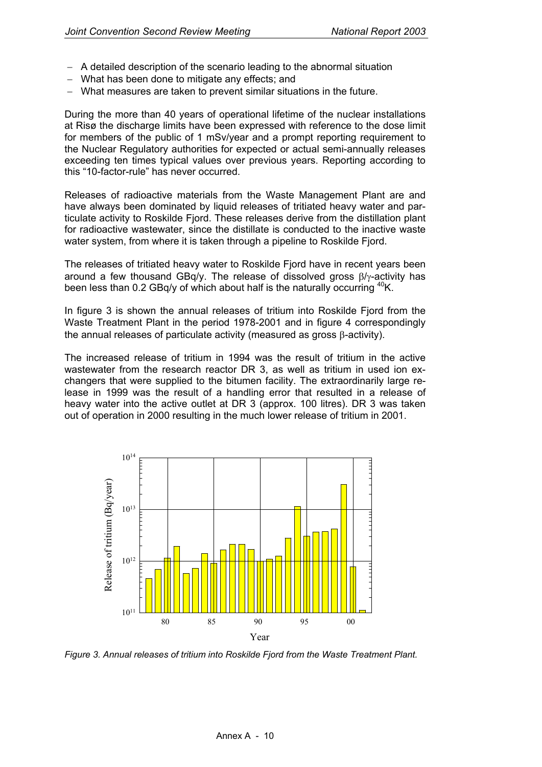- A detailed description of the scenario leading to the abnormal situation
- What has been done to mitigate any effects; and
- What measures are taken to prevent similar situations in the future.

During the more than 40 years of operational lifetime of the nuclear installations at Risø the discharge limits have been expressed with reference to the dose limit for members of the public of 1 mSv/year and a prompt reporting requirement to the Nuclear Regulatory authorities for expected or actual semi-annually releases exceeding ten times typical values over previous years. Reporting according to this "10-factor-rule" has never occurred.

Releases of radioactive materials from the Waste Management Plant are and have always been dominated by liquid releases of tritiated heavy water and particulate activity to Roskilde Fjord. These releases derive from the distillation plant for radioactive wastewater, since the distillate is conducted to the inactive waste water system, from where it is taken through a pipeline to Roskilde Fjord.

The releases of tritiated heavy water to Roskilde Fjord have in recent years been around a few thousand GBq/y. The release of dissolved gross $\beta/\gamma$-activity has been less than 0.2 GBq/y of which about half is the naturally occurring $^{40}K$.

In figure 3 is shown the annual releases of tritium into Roskilde Fjord from the Waste Treatment Plant in the period 1978-2001 and in figure 4 correspondingly the annual releases of particulate activity (measured as gross $\beta$-activity).

The increased release of tritium in 1994 was the result of tritium in the active wastewater from the research reactor DR 3, as well as tritium in used ion exchangers that were supplied to the bitumen facility. The extraordinarily large release in 1999 was the result of a handling error that resulted in a release of heavy water into the active outlet at DR 3 (approx. 100 litres). DR 3 was taken out of operation in 2000 resulting in the much lower release of tritium in 2001.

*Figure 3. Annual releases of tritium into Roskilde Fjord from the Waste Treatment Plant.*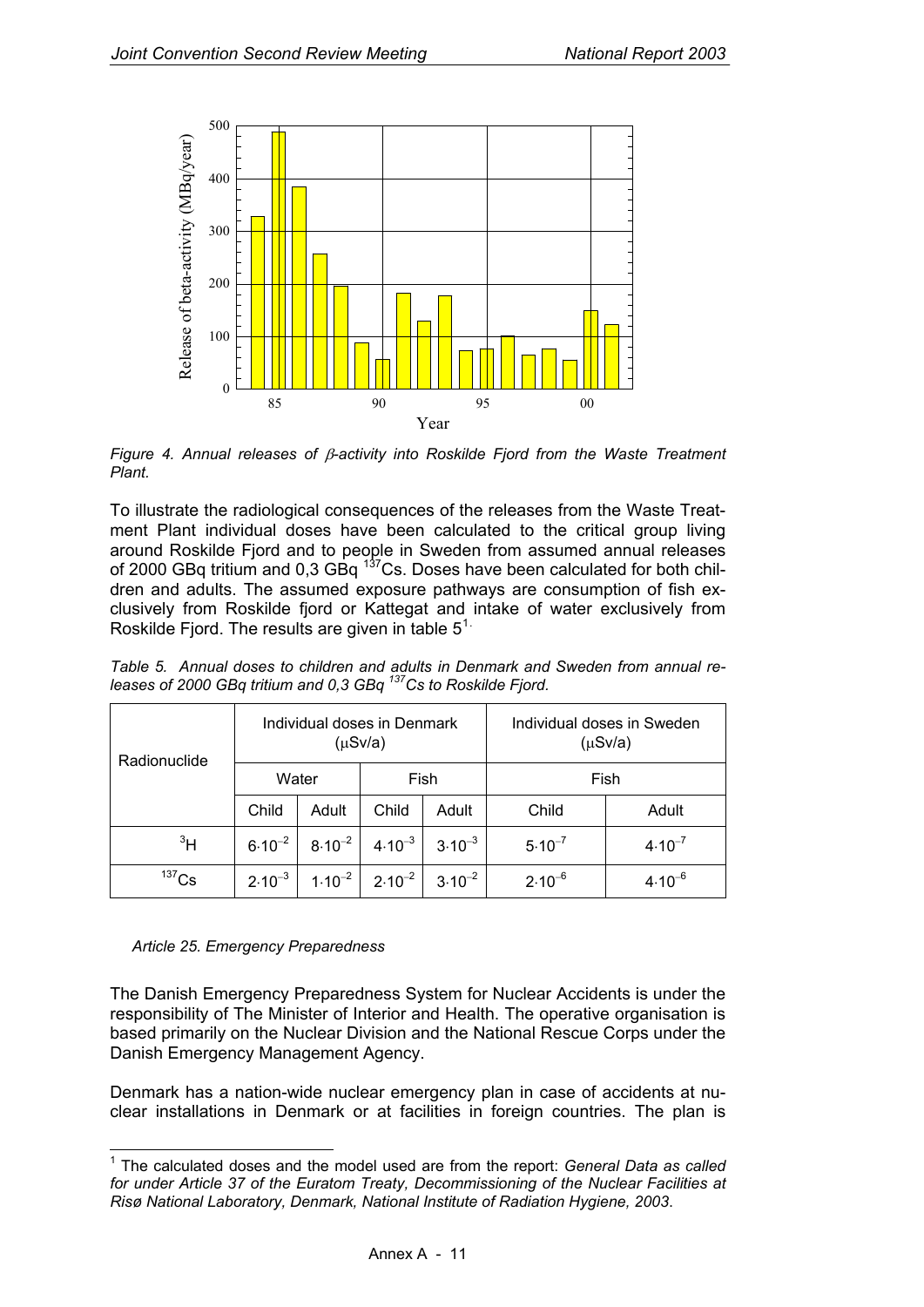Figure 4. *Annual releases of β-activity into Roskilde Fjord from the Waste Treatment Plant.*

To illustrate the radiological consequences of the releases from the Waste Treatment Plant individual doses have been calculated to the critical group living around Roskilde Fjord and to people in Sweden from assumed annual releases of 2000 GBq tritium and 0,3 GBq $^{137}$Cs. Doses have been calculated for both children and adults. The assumed exposure pathways are consumption of fish exclusively from Roskilde fjord or Kattegat and intake of water exclusively from Roskilde Fjord. The results are given in table 5[1].

*Table 5. Annual doses to children and adults in Denmark and Sweden from annual releases of 2000 GBq tritium and 0,3 GBq $^{137}$Cs to Roskilde Fjord.*

| Radionuclide | Individual doses in Denmark (μSv/a) | | | | Individual doses in Sweden (μSv/a) | |
|---|---|---|---|---|---|---|
| | Water | | Fish | | Fish | |
| | Child | Adult | Child | Adult | Child | Adult |
| $^{3}$H | $6{\cdot}10^{-2}$ | $8{\cdot}10^{-2}$ | $4{\cdot}10^{-3}$ | $3{\cdot}10^{-3}$ | $5{\cdot}10^{-7}$ | $4{\cdot}10^{-7}$ |
| $^{137}$Cs | $2{\cdot}10^{-3}$ | $1{\cdot}10^{-2}$ | $2{\cdot}10^{-2}$ | $3{\cdot}10^{-2}$ | $2{\cdot}10^{-6}$ | $4{\cdot}10^{-6}$ |

*Article 25. Emergency Preparedness*

The Danish Emergency Preparedness System for Nuclear Accidents is under the responsibility of The Minister of Interior and Health. The operative organisation is based primarily on the Nuclear Division and the National Rescue Corps under the Danish Emergency Management Agency.

Denmark has a nation-wide nuclear emergency plan in case of accidents at nuclear installations in Denmark or at facilities in foreign countries. The plan is

[1] The calculated doses and the model used are from the report: *General Data as called for under Article 37 of the Euratom Treaty, Decommissioning of the Nuclear Facilities at Risø National Laboratory, Denmark, National Institute of Radiation Hygiene, 2003*.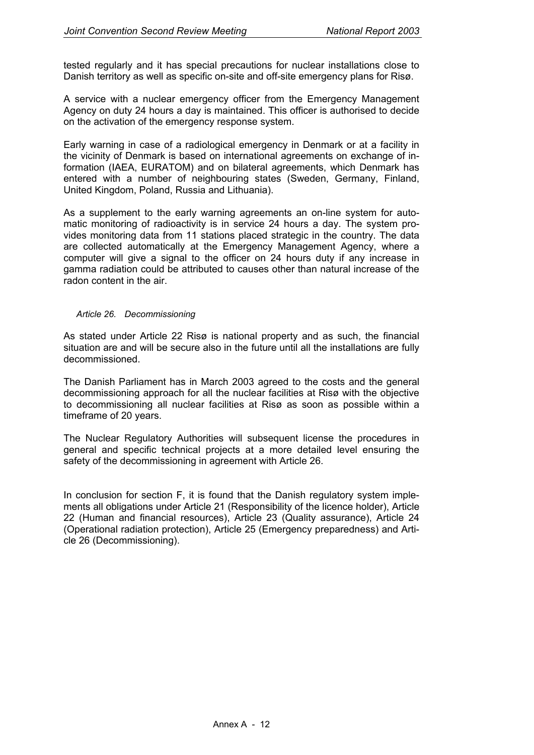tested regularly and it has special precautions for nuclear installations close to Danish territory as well as specific on-site and off-site emergency plans for Risø.

A service with a nuclear emergency officer from the Emergency Management Agency on duty 24 hours a day is maintained. This officer is authorised to decide on the activation of the emergency response system.

Early warning in case of a radiological emergency in Denmark or at a facility in the vicinity of Denmark is based on international agreements on exchange of information (IAEA, EURATOM) and on bilateral agreements, which Denmark has entered with a number of neighbouring states (Sweden, Germany, Finland, United Kingdom, Poland, Russia and Lithuania).

As a supplement to the early warning agreements an on-line system for automatic monitoring of radioactivity is in service 24 hours a day. The system provides monitoring data from 11 stations placed strategic in the country. The data are collected automatically at the Emergency Management Agency, where a computer will give a signal to the officer on 24 hours duty if any increase in gamma radiation could be attributed to causes other than natural increase of the radon content in the air.

*Article 26. Decommissioning*

As stated under Article 22 Risø is national property and as such, the financial situation are and will be secure also in the future until all the installations are fully decommissioned.

The Danish Parliament has in March 2003 agreed to the costs and the general decommissioning approach for all the nuclear facilities at Risø with the objective to decommissioning all nuclear facilities at Risø as soon as possible within a timeframe of 20 years.

The Nuclear Regulatory Authorities will subsequent license the procedures in general and specific technical projects at a more detailed level ensuring the safety of the decommissioning in agreement with Article 26.

In conclusion for section F, it is found that the Danish regulatory system implements all obligations under Article 21 (Responsibility of the licence holder), Article 22 (Human and financial resources), Article 23 (Quality assurance), Article 24 (Operational radiation protection), Article 25 (Emergency preparedness) and Article 26 (Decommissioning).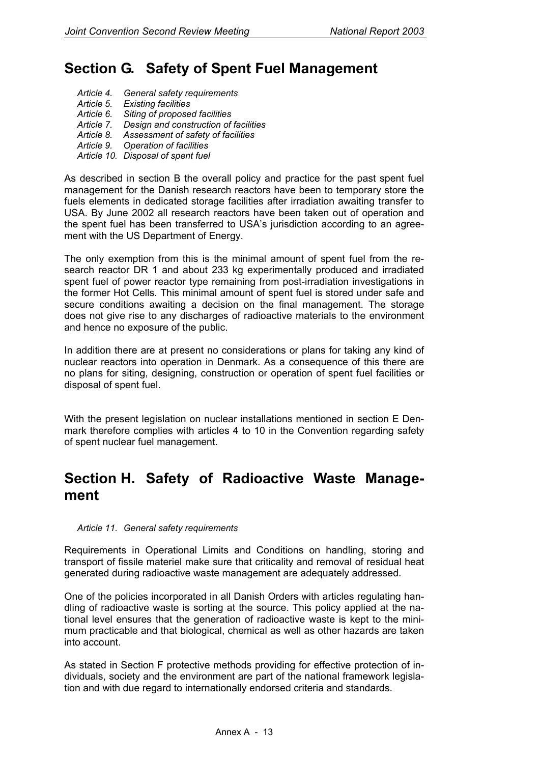## Section G. Safety of Spent Fuel Management

*Article 4. General safety requirements*
*Article 5. Existing facilities*
*Article 6. Siting of proposed facilities*
*Article 7. Design and construction of facilities*
*Article 8. Assessment of safety of facilities*
*Article 9. Operation of facilities*
*Article 10. Disposal of spent fuel*

As described in section B the overall policy and practice for the past spent fuel management for the Danish research reactors have been to temporary store the fuels elements in dedicated storage facilities after irradiation awaiting transfer to USA. By June 2002 all research reactors have been taken out of operation and the spent fuel has been transferred to USA's jurisdiction according to an agreement with the US Department of Energy.

The only exemption from this is the minimal amount of spent fuel from the research reactor DR 1 and about 233 kg experimentally produced and irradiated spent fuel of power reactor type remaining from post-irradiation investigations in the former Hot Cells. This minimal amount of spent fuel is stored under safe and secure conditions awaiting a decision on the final management. The storage does not give rise to any discharges of radioactive materials to the environment and hence no exposure of the public.

In addition there are at present no considerations or plans for taking any kind of nuclear reactors into operation in Denmark. As a consequence of this there are no plans for siting, designing, construction or operation of spent fuel facilities or disposal of spent fuel.

With the present legislation on nuclear installations mentioned in section E Denmark therefore complies with articles 4 to 10 in the Convention regarding safety of spent nuclear fuel management.

## Section H. Safety of Radioactive Waste Management

*Article 11. General safety requirements*

Requirements in Operational Limits and Conditions on handling, storing and transport of fissile materiel make sure that criticality and removal of residual heat generated during radioactive waste management are adequately addressed.

One of the policies incorporated in all Danish Orders with articles regulating handling of radioactive waste is sorting at the source. This policy applied at the national level ensures that the generation of radioactive waste is kept to the minimum practicable and that biological, chemical as well as other hazards are taken into account.

As stated in Section F protective methods providing for effective protection of individuals, society and the environment are part of the national framework legislation and with due regard to internationally endorsed criteria and standards.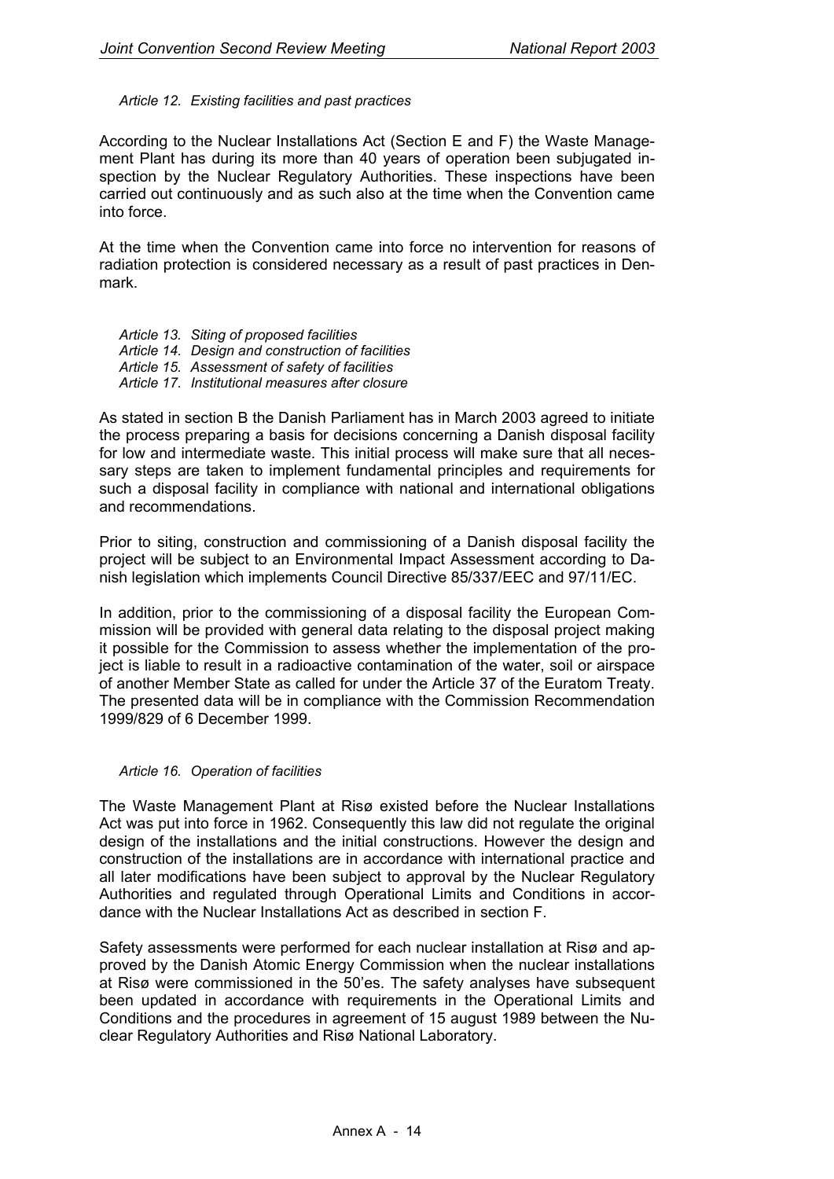*Article 12. Existing facilities and past practices*

According to the Nuclear Installations Act (Section E and F) the Waste Management Plant has during its more than 40 years of operation been subjugated inspection by the Nuclear Regulatory Authorities. These inspections have been carried out continuously and as such also at the time when the Convention came into force.

At the time when the Convention came into force no intervention for reasons of radiation protection is considered necessary as a result of past practices in Denmark.

*Article 13. Siting of proposed facilities*
*Article 14. Design and construction of facilities*
*Article 15. Assessment of safety of facilities*
*Article 17. Institutional measures after closure*

As stated in section B the Danish Parliament has in March 2003 agreed to initiate the process preparing a basis for decisions concerning a Danish disposal facility for low and intermediate waste. This initial process will make sure that all necessary steps are taken to implement fundamental principles and requirements for such a disposal facility in compliance with national and international obligations and recommendations.

Prior to siting, construction and commissioning of a Danish disposal facility the project will be subject to an Environmental Impact Assessment according to Danish legislation which implements Council Directive 85/337/EEC and 97/11/EC.

In addition, prior to the commissioning of a disposal facility the European Commission will be provided with general data relating to the disposal project making it possible for the Commission to assess whether the implementation of the project is liable to result in a radioactive contamination of the water, soil or airspace of another Member State as called for under the Article 37 of the Euratom Treaty. The presented data will be in compliance with the Commission Recommendation 1999/829 of 6 December 1999.

*Article 16. Operation of facilities*

The Waste Management Plant at Risø existed before the Nuclear Installations Act was put into force in 1962. Consequently this law did not regulate the original design of the installations and the initial constructions. However the design and construction of the installations are in accordance with international practice and all later modifications have been subject to approval by the Nuclear Regulatory Authorities and regulated through Operational Limits and Conditions in accordance with the Nuclear Installations Act as described in section F.

Safety assessments were performed for each nuclear installation at Risø and approved by the Danish Atomic Energy Commission when the nuclear installations at Risø were commissioned in the 50'es. The safety analyses have subsequent been updated in accordance with requirements in the Operational Limits and Conditions and the procedures in agreement of 15 august 1989 between the Nuclear Regulatory Authorities and Risø National Laboratory.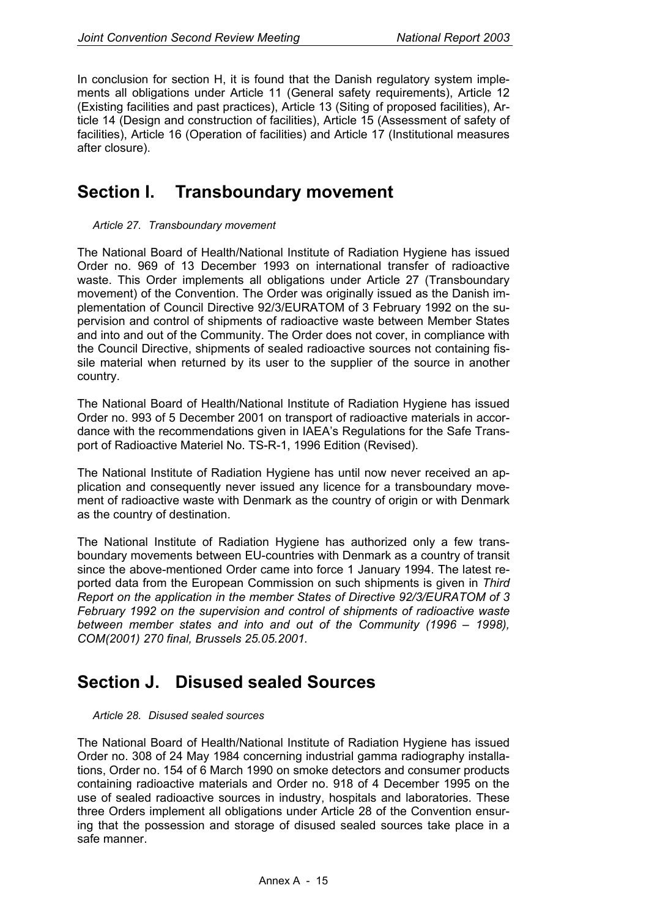In conclusion for section H, it is found that the Danish regulatory system implements all obligations under Article 11 (General safety requirements), Article 12 (Existing facilities and past practices), Article 13 (Siting of proposed facilities), Article 14 (Design and construction of facilities), Article 15 (Assessment of safety of facilities), Article 16 (Operation of facilities) and Article 17 (Institutional measures after closure).

# Section I. Transboundary movement

*Article 27. Transboundary movement*

The National Board of Health/National Institute of Radiation Hygiene has issued Order no. 969 of 13 December 1993 on international transfer of radioactive waste. This Order implements all obligations under Article 27 (Transboundary movement) of the Convention. The Order was originally issued as the Danish implementation of Council Directive 92/3/EURATOM of 3 February 1992 on the supervision and control of shipments of radioactive waste between Member States and into and out of the Community. The Order does not cover, in compliance with the Council Directive, shipments of sealed radioactive sources not containing fissile material when returned by its user to the supplier of the source in another country.

The National Board of Health/National Institute of Radiation Hygiene has issued Order no. 993 of 5 December 2001 on transport of radioactive materials in accordance with the recommendations given in IAEA's Regulations for the Safe Transport of Radioactive Materiel No. TS-R-1, 1996 Edition (Revised).

The National Institute of Radiation Hygiene has until now never received an application and consequently never issued any licence for a transboundary movement of radioactive waste with Denmark as the country of origin or with Denmark as the country of destination.

The National Institute of Radiation Hygiene has authorized only a few transboundary movements between EU-countries with Denmark as a country of transit since the above-mentioned Order came into force 1 January 1994. The latest reported data from the European Commission on such shipments is given in *Third Report on the application in the member States of Directive 92/3/EURATOM of 3 February 1992 on the supervision and control of shipments of radioactive waste between member states and into and out of the Community (1996 – 1998), COM(2001) 270 final, Brussels 25.05.2001.*

# Section J. Disused sealed Sources

*Article 28. Disused sealed sources*

The National Board of Health/National Institute of Radiation Hygiene has issued Order no. 308 of 24 May 1984 concerning industrial gamma radiography installations, Order no. 154 of 6 March 1990 on smoke detectors and consumer products containing radioactive materials and Order no. 918 of 4 December 1995 on the use of sealed radioactive sources in industry, hospitals and laboratories. These three Orders implement all obligations under Article 28 of the Convention ensuring that the possession and storage of disused sealed sources take place in a safe manner.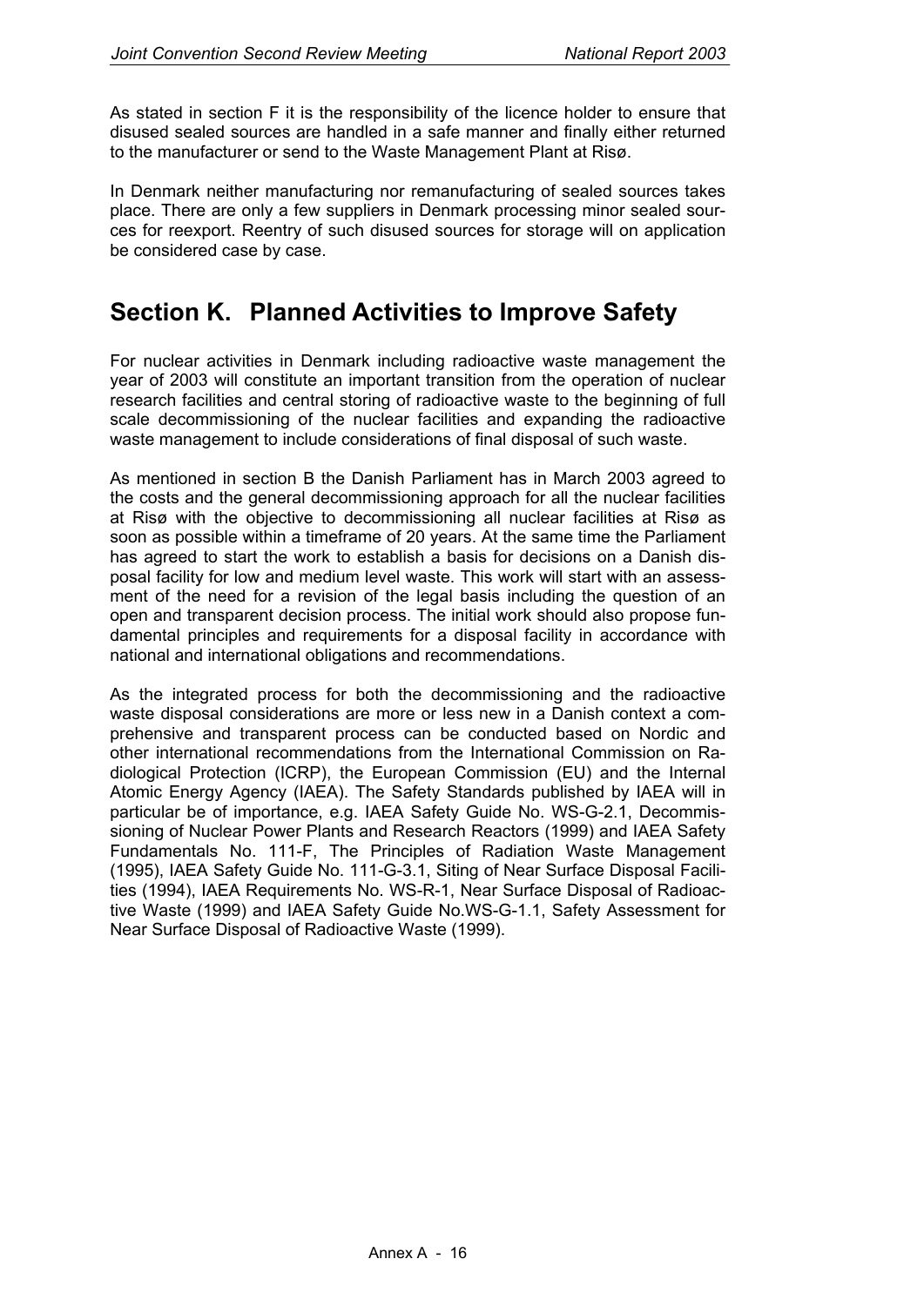As stated in section F it is the responsibility of the licence holder to ensure that disused sealed sources are handled in a safe manner and finally either returned to the manufacturer or send to the Waste Management Plant at Risø.

In Denmark neither manufacturing nor remanufacturing of sealed sources takes place. There are only a few suppliers in Denmark processing minor sealed sources for reexport. Reentry of such disused sources for storage will on application be considered case by case.

# Section K. Planned Activities to Improve Safety

For nuclear activities in Denmark including radioactive waste management the year of 2003 will constitute an important transition from the operation of nuclear research facilities and central storing of radioactive waste to the beginning of full scale decommissioning of the nuclear facilities and expanding the radioactive waste management to include considerations of final disposal of such waste.

As mentioned in section B the Danish Parliament has in March 2003 agreed to the costs and the general decommissioning approach for all the nuclear facilities at Risø with the objective to decommissioning all nuclear facilities at Risø as soon as possible within a timeframe of 20 years. At the same time the Parliament has agreed to start the work to establish a basis for decisions on a Danish disposal facility for low and medium level waste. This work will start with an assessment of the need for a revision of the legal basis including the question of an open and transparent decision process. The initial work should also propose fundamental principles and requirements for a disposal facility in accordance with national and international obligations and recommendations.

As the integrated process for both the decommissioning and the radioactive waste disposal considerations are more or less new in a Danish context a comprehensive and transparent process can be conducted based on Nordic and other international recommendations from the International Commission on Radiological Protection (ICRP), the European Commission (EU) and the Internal Atomic Energy Agency (IAEA). The Safety Standards published by IAEA will in particular be of importance, e.g. IAEA Safety Guide No. WS-G-2.1, Decommissioning of Nuclear Power Plants and Research Reactors (1999) and IAEA Safety Fundamentals No. 111-F, The Principles of Radiation Waste Management (1995), IAEA Safety Guide No. 111-G-3.1, Siting of Near Surface Disposal Facilities (1994), IAEA Requirements No. WS-R-1, Near Surface Disposal of Radioactive Waste (1999) and IAEA Safety Guide No.WS-G-1.1, Safety Assessment for Near Surface Disposal of Radioactive Waste (1999).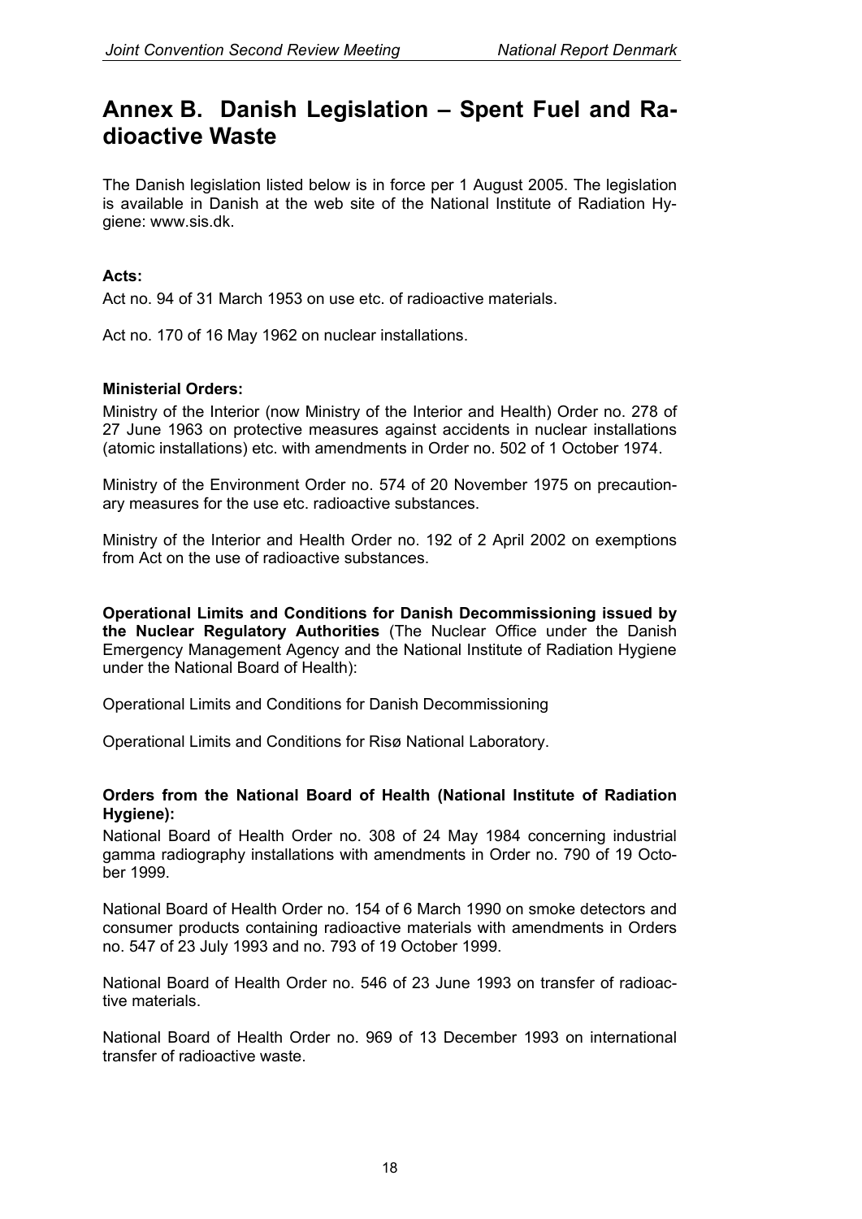# Annex B. Danish Legislation – Spent Fuel and Radioactive Waste

The Danish legislation listed below is in force per 1 August 2005. The legislation is available in Danish at the web site of the National Institute of Radiation Hygiene: www.sis.dk.

**Acts:**

Act no. 94 of 31 March 1953 on use etc. of radioactive materials.

Act no. 170 of 16 May 1962 on nuclear installations.

**Ministerial Orders:**

Ministry of the Interior (now Ministry of the Interior and Health) Order no. 278 of 27 June 1963 on protective measures against accidents in nuclear installations (atomic installations) etc. with amendments in Order no. 502 of 1 October 1974.

Ministry of the Environment Order no. 574 of 20 November 1975 on precautionary measures for the use etc. radioactive substances.

Ministry of the Interior and Health Order no. 192 of 2 April 2002 on exemptions from Act on the use of radioactive substances.

**Operational Limits and Conditions for Danish Decommissioning issued by the Nuclear Regulatory Authorities** (The Nuclear Office under the Danish Emergency Management Agency and the National Institute of Radiation Hygiene under the National Board of Health):

Operational Limits and Conditions for Danish Decommissioning

Operational Limits and Conditions for Risø National Laboratory.

**Orders from the National Board of Health (National Institute of Radiation Hygiene):**

National Board of Health Order no. 308 of 24 May 1984 concerning industrial gamma radiography installations with amendments in Order no. 790 of 19 October 1999.

National Board of Health Order no. 154 of 6 March 1990 on smoke detectors and consumer products containing radioactive materials with amendments in Orders no. 547 of 23 July 1993 and no. 793 of 19 October 1999.

National Board of Health Order no. 546 of 23 June 1993 on transfer of radioactive materials.

National Board of Health Order no. 969 of 13 December 1993 on international transfer of radioactive waste.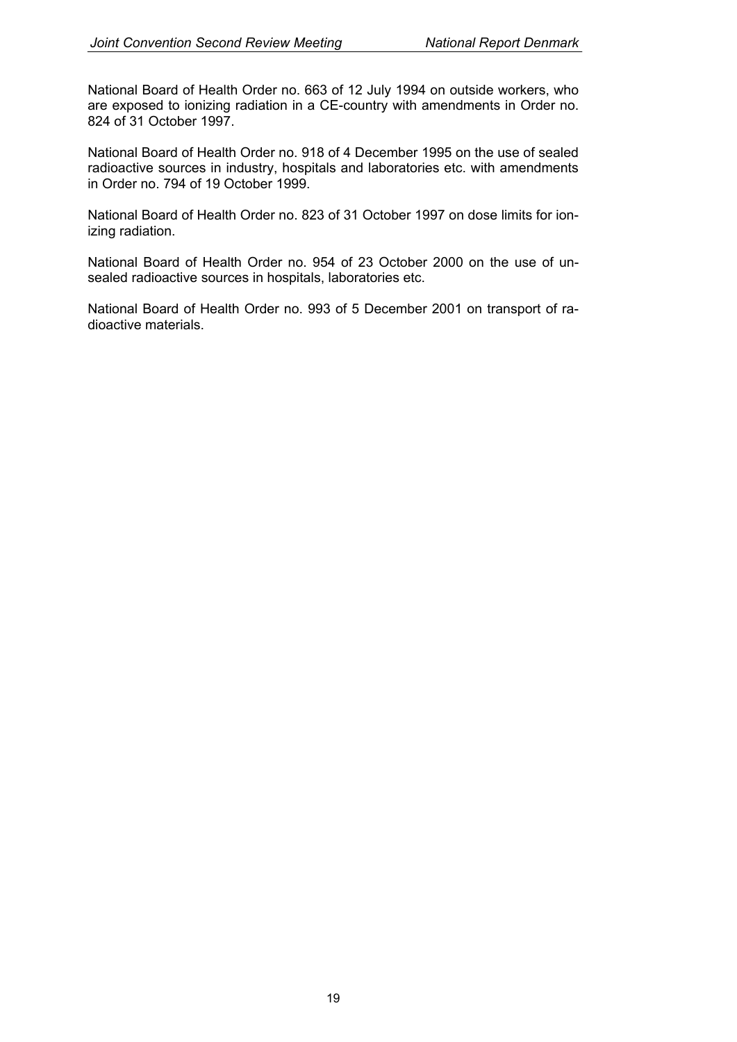National Board of Health Order no. 663 of 12 July 1994 on outside workers, who are exposed to ionizing radiation in a CE-country with amendments in Order no. 824 of 31 October 1997.

National Board of Health Order no. 918 of 4 December 1995 on the use of sealed radioactive sources in industry, hospitals and laboratories etc. with amendments in Order no. 794 of 19 October 1999.

National Board of Health Order no. 823 of 31 October 1997 on dose limits for ionizing radiation.

National Board of Health Order no. 954 of 23 October 2000 on the use of unsealed radioactive sources in hospitals, laboratories etc.

National Board of Health Order no. 993 of 5 December 2001 on transport of radioactive materials.